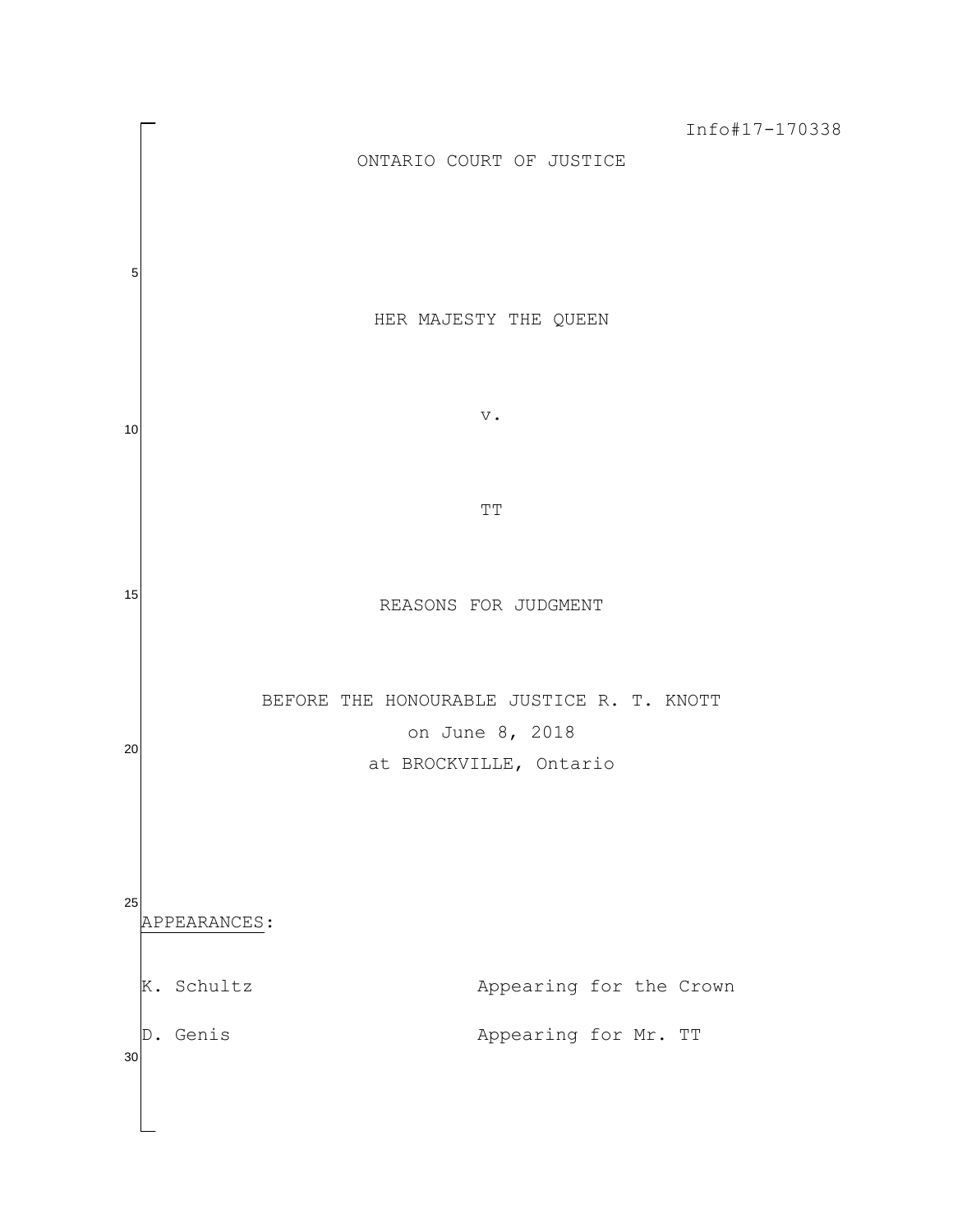Info#17-170338

ONTARIO COURT OF JUSTICE

HER MAJESTY THE QUEEN

v.

TT

REASONS FOR JUDGMENT

BEFORE THE HONOURABLE JUSTICE R. T. KNOTT

on June 8, 2018

at BROCKVILLE, Ontario

APPEARANCES:

| | |
|---|---|
| K. Schultz | Appearing for the Crown |
| D. Genis | Appearing for Mr. TT |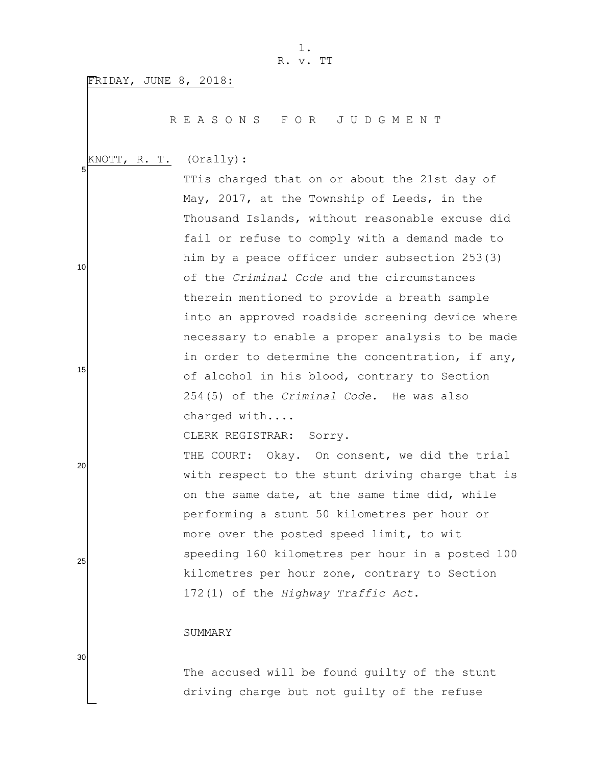FRIDAY, JUNE 8, 2018:

# R E A S O N S   F O R   J U D G M E N T

KNOTT, R. T. (Orally):

TTis charged that on or about the 21st day of May, 2017, at the Township of Leeds, in the Thousand Islands, without reasonable excuse did fail or refuse to comply with a demand made to him by a peace officer under subsection 253(3) of the *Criminal Code* and the circumstances therein mentioned to provide a breath sample into an approved roadside screening device where necessary to enable a proper analysis to be made in order to determine the concentration, if any, of alcohol in his blood, contrary to Section 254(5) of the *Criminal Code*. He was also charged with....

CLERK REGISTRAR: Sorry.

THE COURT: Okay. On consent, we did the trial with respect to the stunt driving charge that is on the same date, at the same time did, while performing a stunt 50 kilometres per hour or more over the posted speed limit, to wit speeding 160 kilometres per hour in a posted 100 kilometres per hour zone, contrary to Section 172(1) of the *Highway Traffic Act*.

SUMMARY

The accused will be found guilty of the stunt driving charge but not guilty of the refuse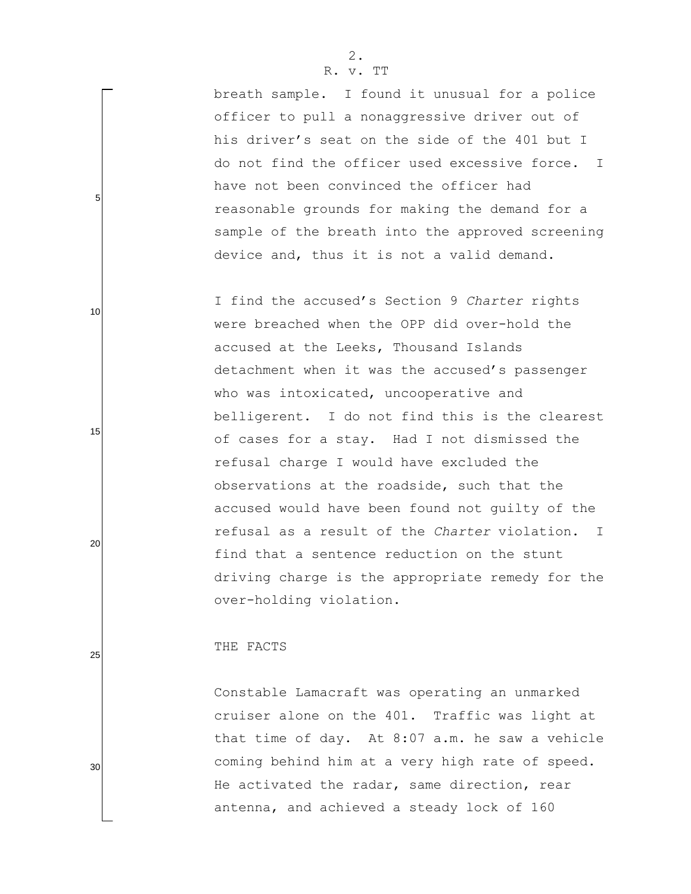breath sample. I found it unusual for a police officer to pull a nonaggressive driver out of his driver's seat on the side of the 401 but I do not find the officer used excessive force. I have not been convinced the officer had reasonable grounds for making the demand for a sample of the breath into the approved screening device and, thus it is not a valid demand.

I find the accused's Section 9 *Charter* rights were breached when the OPP did over-hold the accused at the Leeks, Thousand Islands detachment when it was the accused's passenger who was intoxicated, uncooperative and belligerent. I do not find this is the clearest of cases for a stay. Had I not dismissed the refusal charge I would have excluded the observations at the roadside, such that the accused would have been found not guilty of the refusal as a result of the *Charter* violation. I find that a sentence reduction on the stunt driving charge is the appropriate remedy for the over-holding violation.

THE FACTS

Constable Lamacraft was operating an unmarked cruiser alone on the 401. Traffic was light at that time of day. At 8:07 a.m. he saw a vehicle coming behind him at a very high rate of speed. He activated the radar, same direction, rear antenna, and achieved a steady lock of 160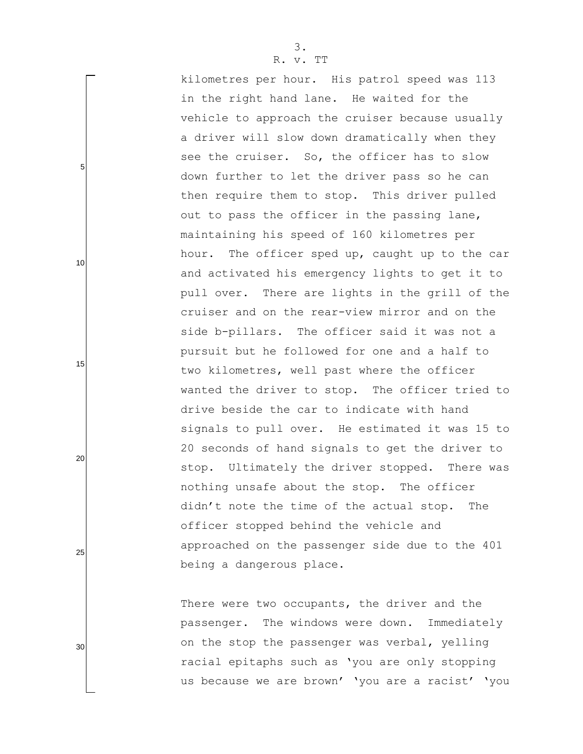kilometres per hour. His patrol speed was 113 in the right hand lane. He waited for the vehicle to approach the cruiser because usually a driver will slow down dramatically when they see the cruiser. So, the officer has to slow down further to let the driver pass so he can then require them to stop. This driver pulled out to pass the officer in the passing lane, maintaining his speed of 160 kilometres per hour. The officer sped up, caught up to the car and activated his emergency lights to get it to pull over. There are lights in the grill of the cruiser and on the rear-view mirror and on the side b-pillars. The officer said it was not a pursuit but he followed for one and a half to two kilometres, well past where the officer wanted the driver to stop. The officer tried to drive beside the car to indicate with hand signals to pull over. He estimated it was 15 to 20 seconds of hand signals to get the driver to stop. Ultimately the driver stopped. There was nothing unsafe about the stop. The officer didn't note the time of the actual stop. The officer stopped behind the vehicle and approached on the passenger side due to the 401 being a dangerous place.

There were two occupants, the driver and the passenger. The windows were down. Immediately on the stop the passenger was verbal, yelling racial epitaphs such as 'you are only stopping us because we are brown' 'you are a racist' 'you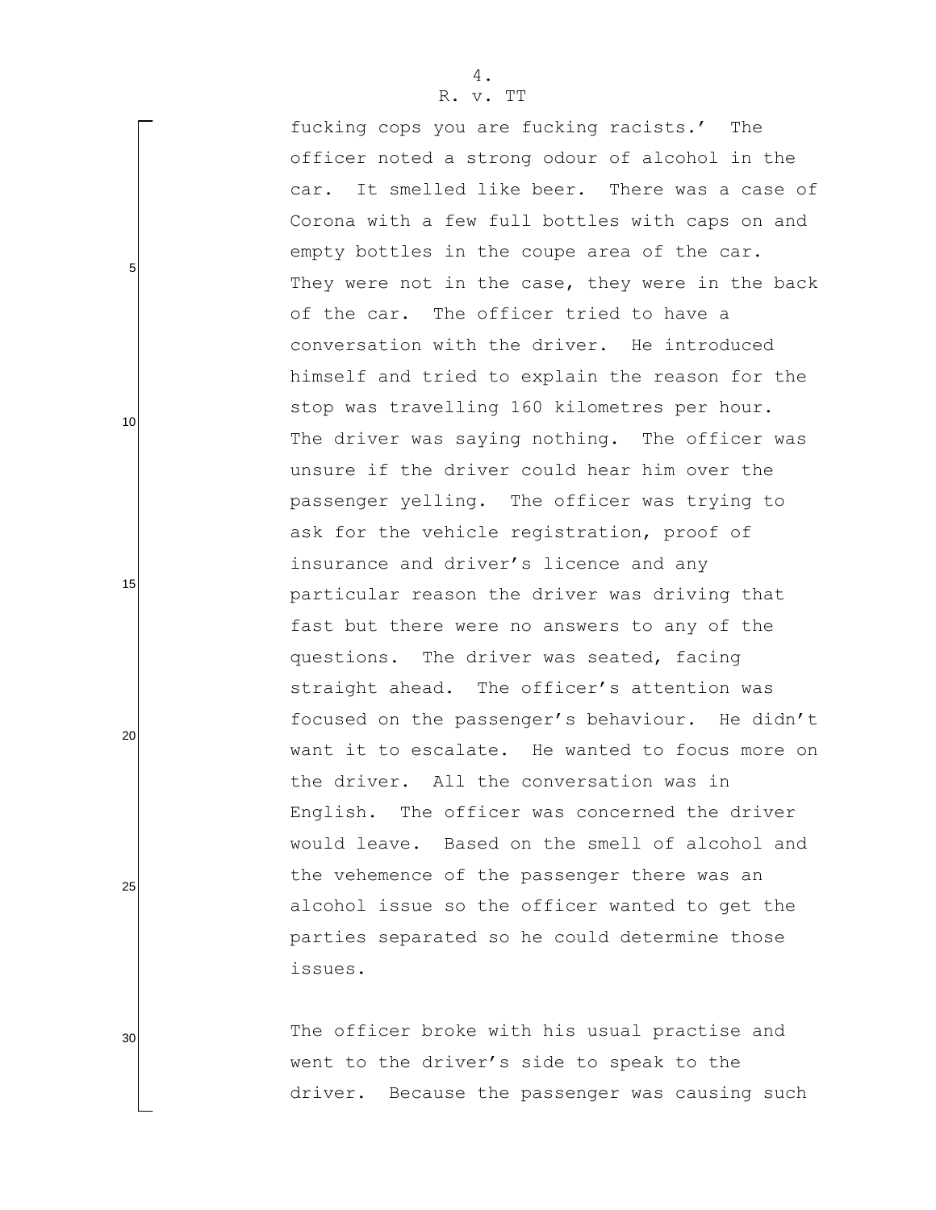fucking cops you are fucking racists.' The officer noted a strong odour of alcohol in the car. It smelled like beer. There was a case of Corona with a few full bottles with caps on and empty bottles in the coupe area of the car. They were not in the case, they were in the back of the car. The officer tried to have a conversation with the driver. He introduced himself and tried to explain the reason for the stop was travelling 160 kilometres per hour. The driver was saying nothing. The officer was unsure if the driver could hear him over the passenger yelling. The officer was trying to ask for the vehicle registration, proof of insurance and driver's licence and any particular reason the driver was driving that fast but there were no answers to any of the questions. The driver was seated, facing straight ahead. The officer's attention was focused on the passenger's behaviour. He didn't want it to escalate. He wanted to focus more on the driver. All the conversation was in English. The officer was concerned the driver would leave. Based on the smell of alcohol and the vehemence of the passenger there was an alcohol issue so the officer wanted to get the parties separated so he could determine those issues.

The officer broke with his usual practise and went to the driver's side to speak to the driver. Because the passenger was causing such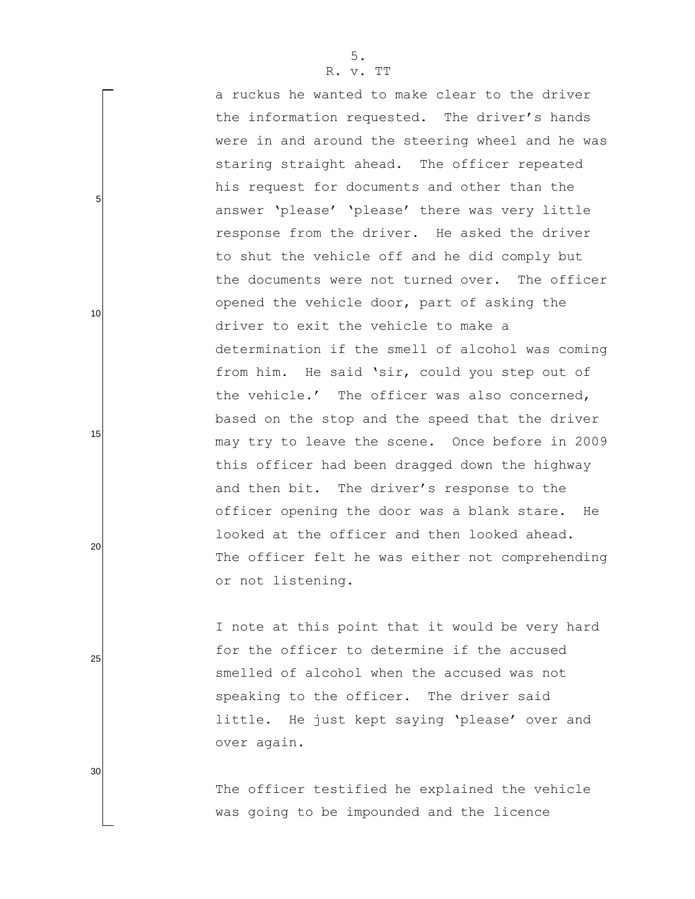a ruckus he wanted to make clear to the driver the information requested. The driver's hands were in and around the steering wheel and he was staring straight ahead. The officer repeated his request for documents and other than the answer 'please' 'please' there was very little response from the driver. He asked the driver to shut the vehicle off and he did comply but the documents were not turned over. The officer opened the vehicle door, part of asking the driver to exit the vehicle to make a determination if the smell of alcohol was coming from him. He said 'sir, could you step out of the vehicle.' The officer was also concerned, based on the stop and the speed that the driver may try to leave the scene. Once before in 2009 this officer had been dragged down the highway and then bit. The driver's response to the officer opening the door was a blank stare. He looked at the officer and then looked ahead. The officer felt he was either not comprehending or not listening.

I note at this point that it would be very hard for the officer to determine if the accused smelled of alcohol when the accused was not speaking to the officer. The driver said little. He just kept saying 'please' over and over again.

The officer testified he explained the vehicle was going to be impounded and the licence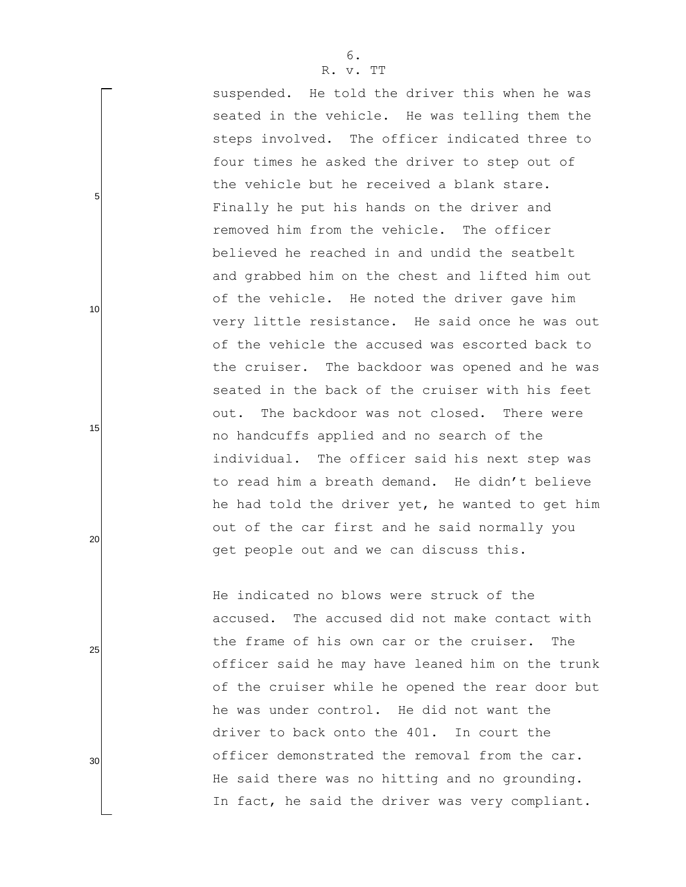suspended. He told the driver this when he was seated in the vehicle. He was telling them the steps involved. The officer indicated three to four times he asked the driver to step out of the vehicle but he received a blank stare. Finally he put his hands on the driver and removed him from the vehicle. The officer believed he reached in and undid the seatbelt and grabbed him on the chest and lifted him out of the vehicle. He noted the driver gave him very little resistance. He said once he was out of the vehicle the accused was escorted back to the cruiser. The backdoor was opened and he was seated in the back of the cruiser with his feet out. The backdoor was not closed. There were no handcuffs applied and no search of the individual. The officer said his next step was to read him a breath demand. He didn't believe he had told the driver yet, he wanted to get him out of the car first and he said normally you get people out and we can discuss this.

He indicated no blows were struck of the accused. The accused did not make contact with the frame of his own car or the cruiser. The officer said he may have leaned him on the trunk of the cruiser while he opened the rear door but he was under control. He did not want the driver to back onto the 401. In court the officer demonstrated the removal from the car. He said there was no hitting and no grounding. In fact, he said the driver was very compliant.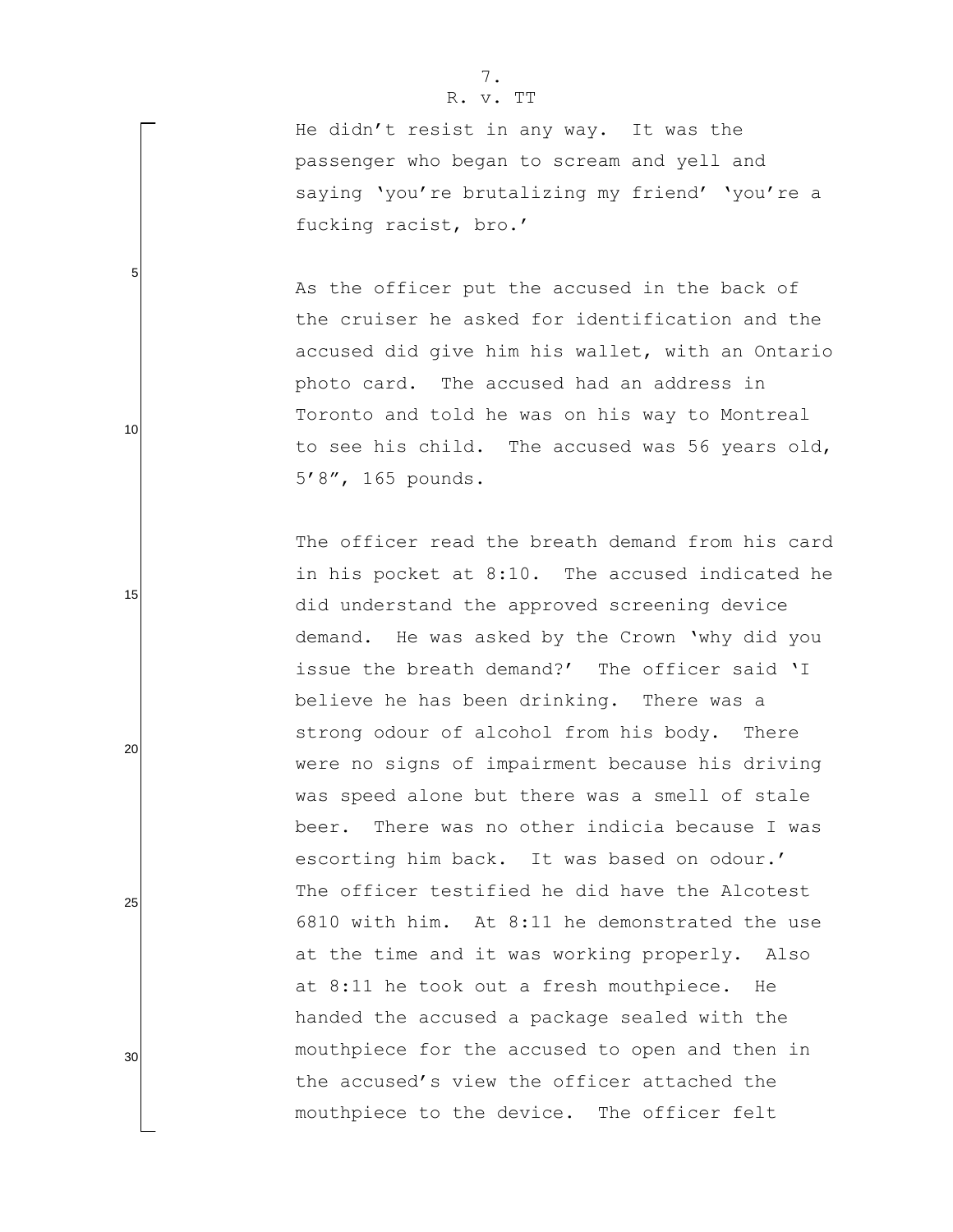He didn’t resist in any way. It was the passenger who began to scream and yell and saying ‘you’re brutalizing my friend’ ‘you’re a fucking racist, bro.’

As the officer put the accused in the back of the cruiser he asked for identification and the accused did give him his wallet, with an Ontario photo card. The accused had an address in Toronto and told he was on his way to Montreal to see his child. The accused was 56 years old, 5’8”, 165 pounds.

The officer read the breath demand from his card in his pocket at 8:10. The accused indicated he did understand the approved screening device demand. He was asked by the Crown ‘why did you issue the breath demand?’ The officer said ‘I believe he has been drinking. There was a strong odour of alcohol from his body. There were no signs of impairment because his driving was speed alone but there was a smell of stale beer. There was no other indicia because I was escorting him back. It was based on odour.’ The officer testified he did have the Alcotest 6810 with him. At 8:11 he demonstrated the use at the time and it was working properly. Also at 8:11 he took out a fresh mouthpiece. He handed the accused a package sealed with the mouthpiece for the accused to open and then in the accused’s view the officer attached the mouthpiece to the device. The officer felt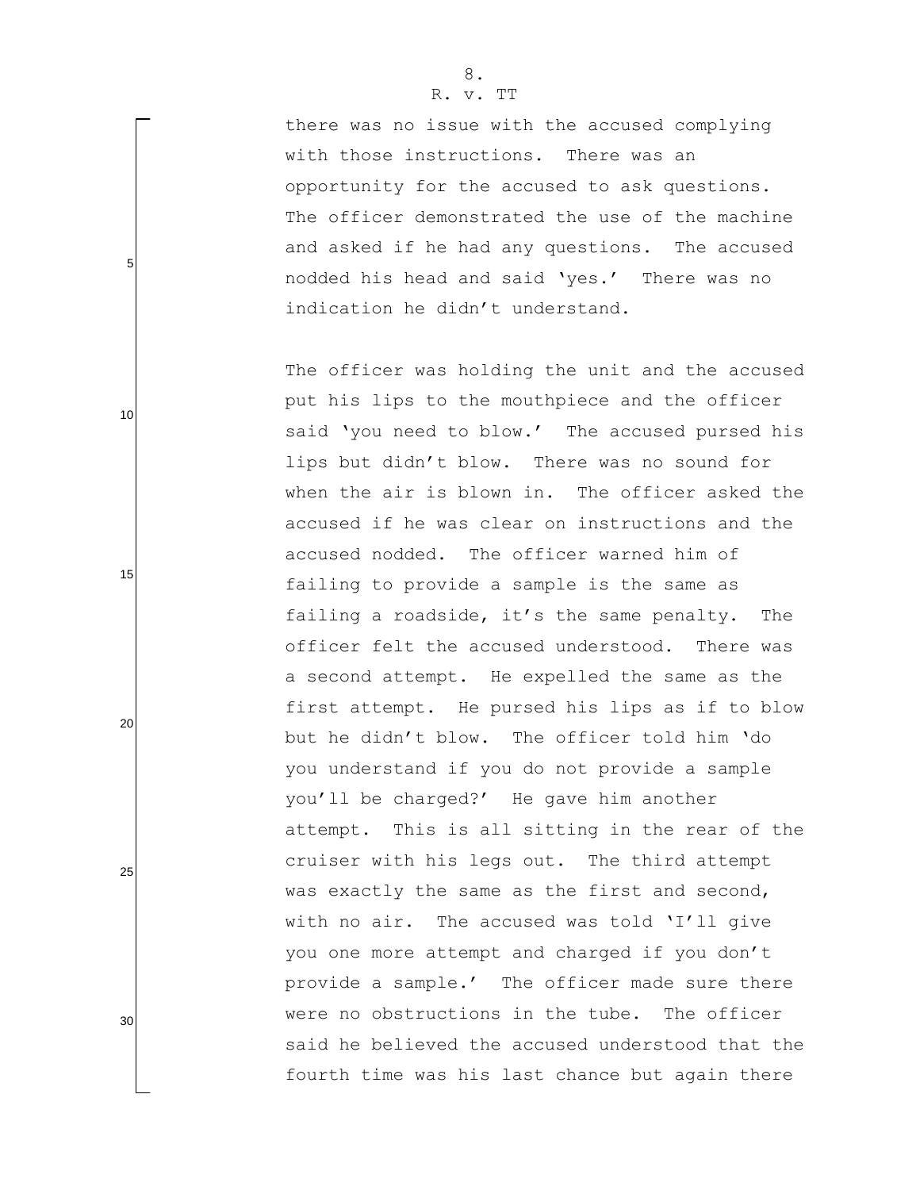there was no issue with the accused complying with those instructions. There was an opportunity for the accused to ask questions. The officer demonstrated the use of the machine and asked if he had any questions. The accused nodded his head and said 'yes.' There was no indication he didn't understand.

The officer was holding the unit and the accused put his lips to the mouthpiece and the officer said 'you need to blow.' The accused pursed his lips but didn't blow. There was no sound for when the air is blown in. The officer asked the accused if he was clear on instructions and the accused nodded. The officer warned him of failing to provide a sample is the same as failing a roadside, it's the same penalty. The officer felt the accused understood. There was a second attempt. He expelled the same as the first attempt. He pursed his lips as if to blow but he didn't blow. The officer told him 'do you understand if you do not provide a sample you'll be charged?' He gave him another attempt. This is all sitting in the rear of the cruiser with his legs out. The third attempt was exactly the same as the first and second, with no air. The accused was told 'I'll give you one more attempt and charged if you don't provide a sample.' The officer made sure there were no obstructions in the tube. The officer said he believed the accused understood that the fourth time was his last chance but again there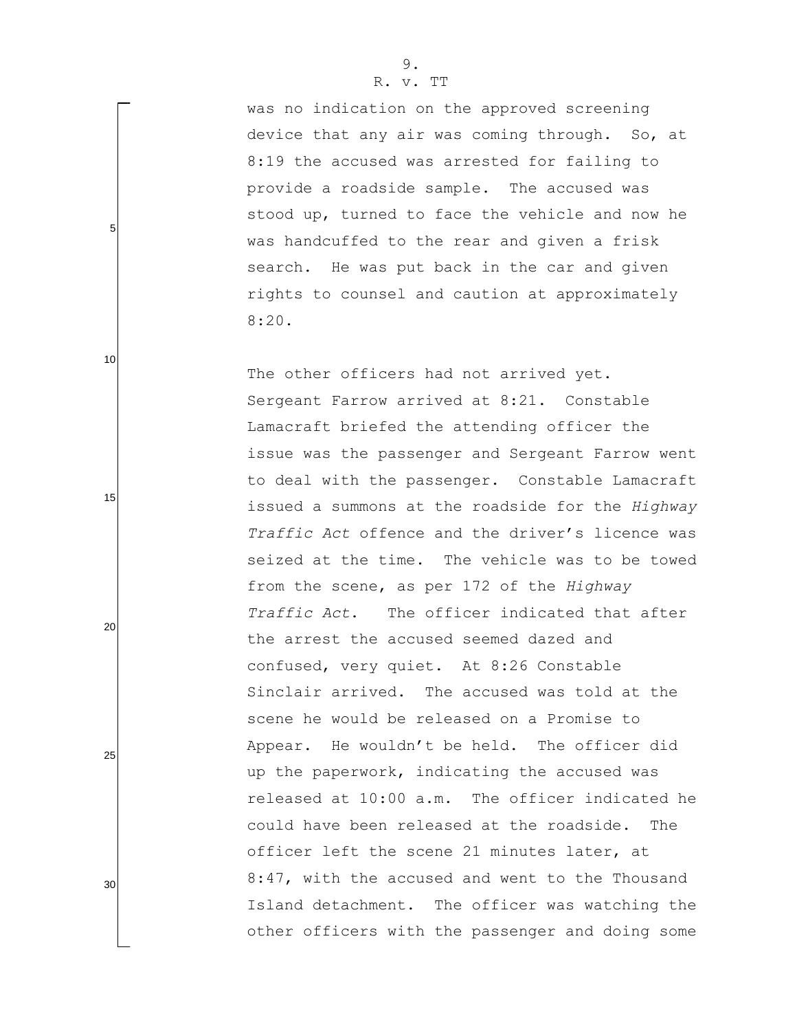was no indication on the approved screening device that any air was coming through. So, at 8:19 the accused was arrested for failing to provide a roadside sample. The accused was stood up, turned to face the vehicle and now he was handcuffed to the rear and given a frisk search. He was put back in the car and given rights to counsel and caution at approximately 8:20.

The other officers had not arrived yet. Sergeant Farrow arrived at 8:21. Constable Lamacraft briefed the attending officer the issue was the passenger and Sergeant Farrow went to deal with the passenger. Constable Lamacraft issued a summons at the roadside for the *Highway Traffic Act* offence and the driver's licence was seized at the time. The vehicle was to be towed from the scene, as per 172 of the *Highway Traffic Act*. The officer indicated that after the arrest the accused seemed dazed and confused, very quiet. At 8:26 Constable Sinclair arrived. The accused was told at the scene he would be released on a Promise to Appear. He wouldn't be held. The officer did up the paperwork, indicating the accused was released at 10:00 a.m. The officer indicated he could have been released at the roadside. The officer left the scene 21 minutes later, at 8:47, with the accused and went to the Thousand Island detachment. The officer was watching the other officers with the passenger and doing some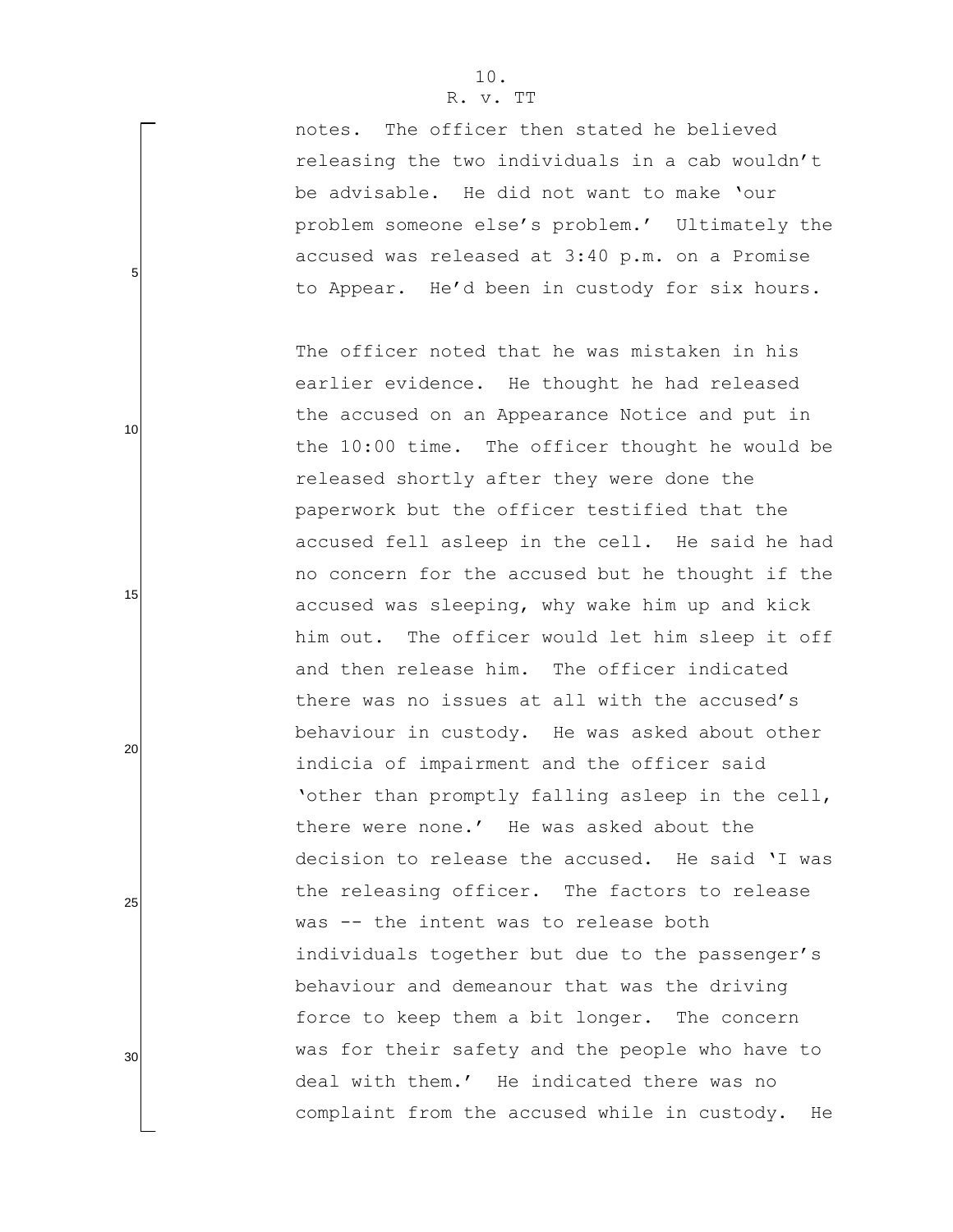notes. The officer then stated he believed releasing the two individuals in a cab wouldn't be advisable. He did not want to make 'our problem someone else's problem.' Ultimately the accused was released at 3:40 p.m. on a Promise to Appear. He'd been in custody for six hours.

The officer noted that he was mistaken in his earlier evidence. He thought he had released the accused on an Appearance Notice and put in the 10:00 time. The officer thought he would be released shortly after they were done the paperwork but the officer testified that the accused fell asleep in the cell. He said he had no concern for the accused but he thought if the accused was sleeping, why wake him up and kick him out. The officer would let him sleep it off and then release him. The officer indicated there was no issues at all with the accused's behaviour in custody. He was asked about other indicia of impairment and the officer said 'other than promptly falling asleep in the cell, there were none.' He was asked about the decision to release the accused. He said 'I was the releasing officer. The factors to release was -- the intent was to release both individuals together but due to the passenger's behaviour and demeanour that was the driving force to keep them a bit longer. The concern was for their safety and the people who have to deal with them.' He indicated there was no complaint from the accused while in custody. He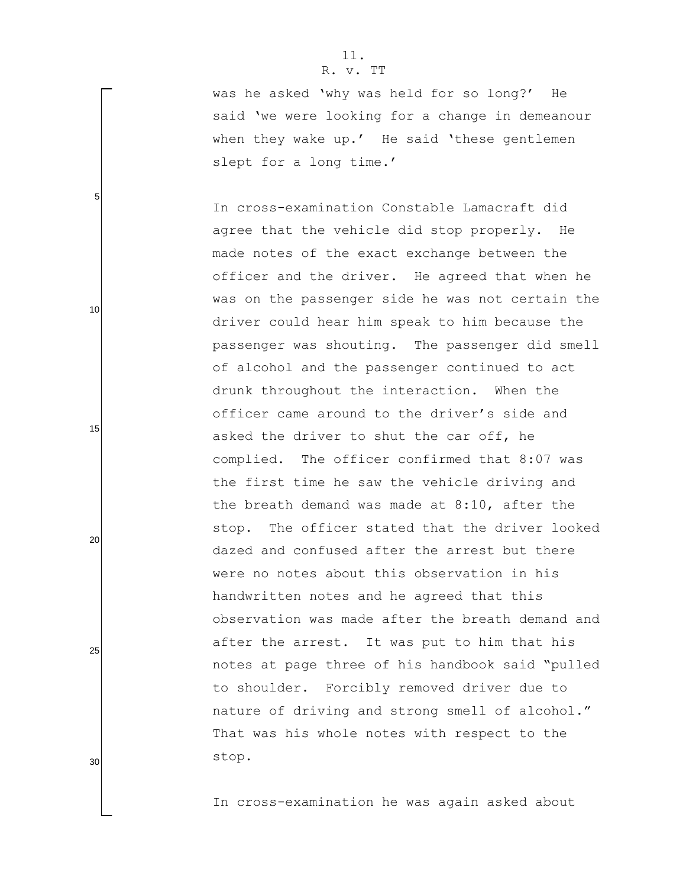was he asked 'why was held for so long?' He said 'we were looking for a change in demeanour when they wake up.' He said 'these gentlemen slept for a long time.'

In cross-examination Constable Lamacraft did agree that the vehicle did stop properly. He made notes of the exact exchange between the officer and the driver. He agreed that when he was on the passenger side he was not certain the driver could hear him speak to him because the passenger was shouting. The passenger did smell of alcohol and the passenger continued to act drunk throughout the interaction. When the officer came around to the driver's side and asked the driver to shut the car off, he complied. The officer confirmed that 8:07 was the first time he saw the vehicle driving and the breath demand was made at 8:10, after the stop. The officer stated that the driver looked dazed and confused after the arrest but there were no notes about this observation in his handwritten notes and he agreed that this observation was made after the breath demand and after the arrest. It was put to him that his notes at page three of his handbook said "pulled to shoulder. Forcibly removed driver due to nature of driving and strong smell of alcohol." That was his whole notes with respect to the stop.

In cross-examination he was again asked about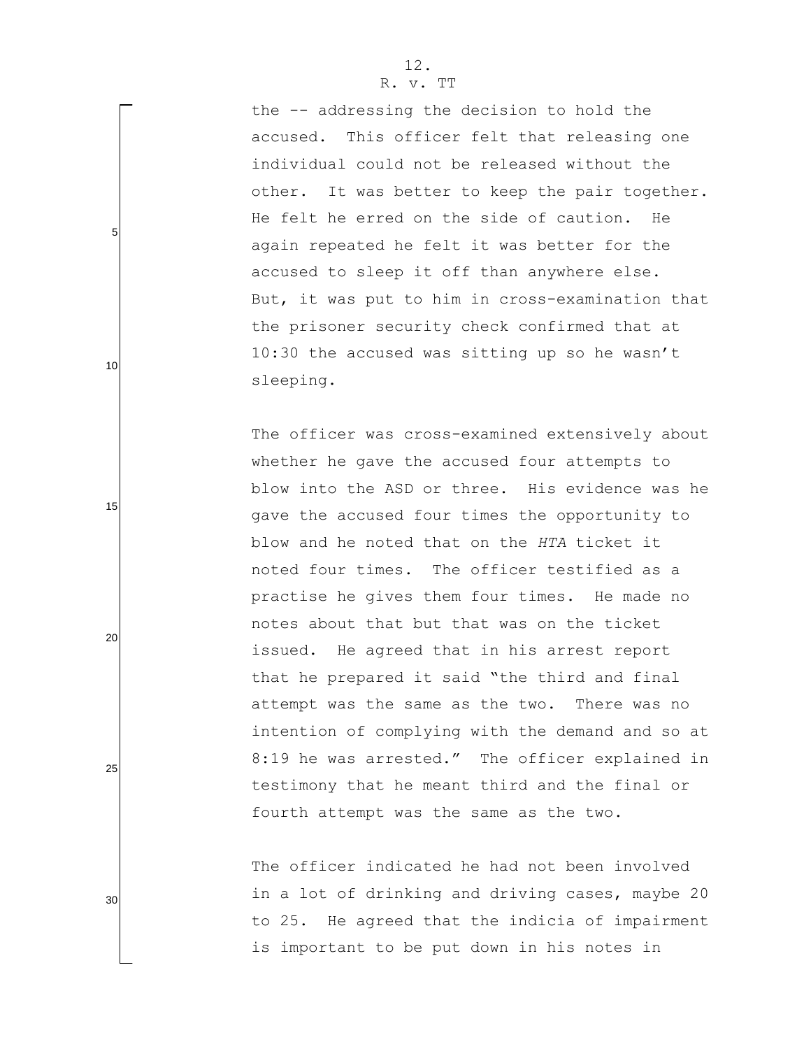the -- addressing the decision to hold the accused. This officer felt that releasing one individual could not be released without the other. It was better to keep the pair together. He felt he erred on the side of caution. He again repeated he felt it was better for the accused to sleep it off than anywhere else. But, it was put to him in cross-examination that the prisoner security check confirmed that at 10:30 the accused was sitting up so he wasn't sleeping.

The officer was cross-examined extensively about whether he gave the accused four attempts to blow into the ASD or three. His evidence was he gave the accused four times the opportunity to blow and he noted that on the *HTA* ticket it noted four times. The officer testified as a practise he gives them four times. He made no notes about that but that was on the ticket issued. He agreed that in his arrest report that he prepared it said "the third and final attempt was the same as the two. There was no intention of complying with the demand and so at 8:19 he was arrested." The officer explained in testimony that he meant third and the final or fourth attempt was the same as the two.

The officer indicated he had not been involved in a lot of drinking and driving cases, maybe 20 to 25. He agreed that the indicia of impairment is important to be put down in his notes in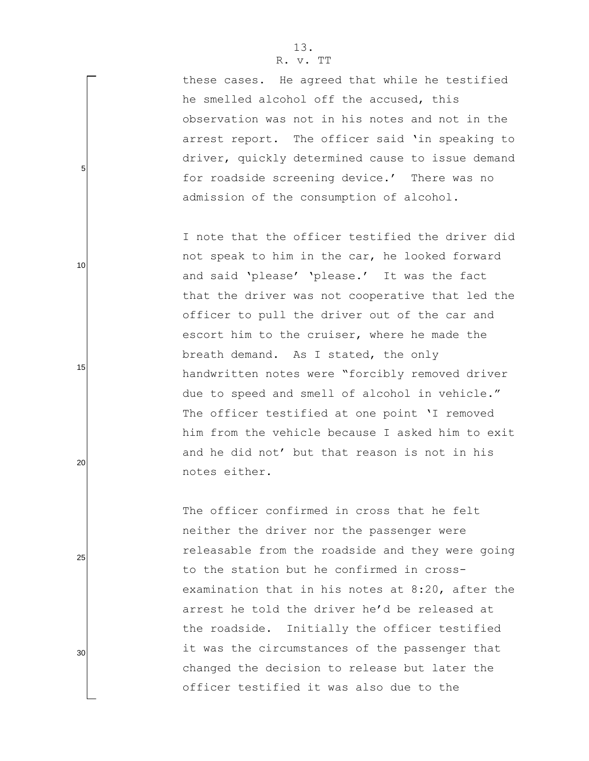these cases. He agreed that while he testified he smelled alcohol off the accused, this observation was not in his notes and not in the arrest report. The officer said 'in speaking to driver, quickly determined cause to issue demand for roadside screening device.' There was no admission of the consumption of alcohol.

I note that the officer testified the driver did not speak to him in the car, he looked forward and said 'please' 'please.' It was the fact that the driver was not cooperative that led the officer to pull the driver out of the car and escort him to the cruiser, where he made the breath demand. As I stated, the only handwritten notes were "forcibly removed driver due to speed and smell of alcohol in vehicle." The officer testified at one point 'I removed him from the vehicle because I asked him to exit and he did not' but that reason is not in his notes either.

The officer confirmed in cross that he felt neither the driver nor the passenger were releasable from the roadside and they were going to the station but he confirmed in cross-examination that in his notes at 8:20, after the arrest he told the driver he'd be released at the roadside. Initially the officer testified it was the circumstances of the passenger that changed the decision to release but later the officer testified it was also due to the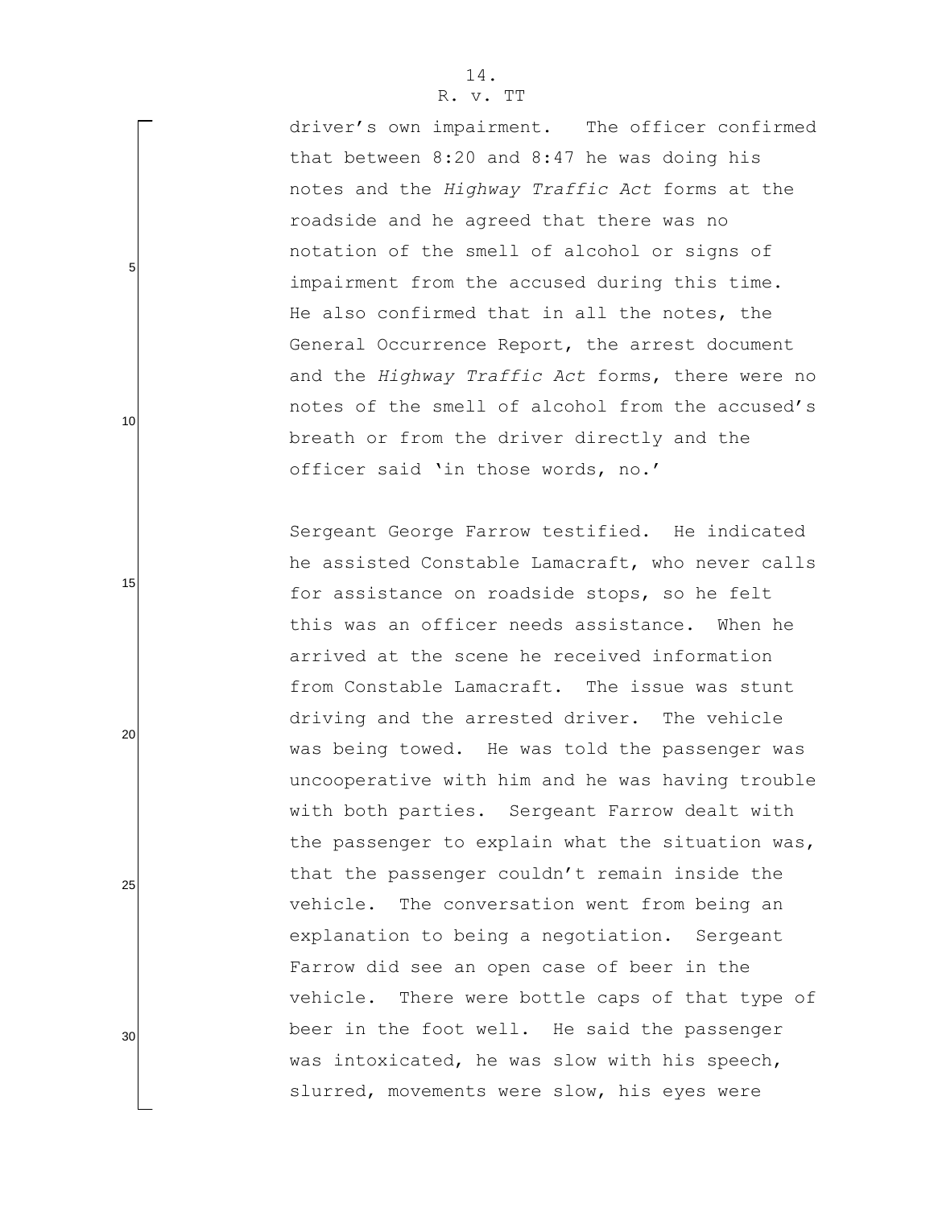driver's own impairment. The officer confirmed that between 8:20 and 8:47 he was doing his notes and the *Highway Traffic Act* forms at the roadside and he agreed that there was no notation of the smell of alcohol or signs of impairment from the accused during this time. He also confirmed that in all the notes, the General Occurrence Report, the arrest document and the *Highway Traffic Act* forms, there were no notes of the smell of alcohol from the accused's breath or from the driver directly and the officer said 'in those words, no.'

Sergeant George Farrow testified. He indicated he assisted Constable Lamacraft, who never calls for assistance on roadside stops, so he felt this was an officer needs assistance. When he arrived at the scene he received information from Constable Lamacraft. The issue was stunt driving and the arrested driver. The vehicle was being towed. He was told the passenger was uncooperative with him and he was having trouble with both parties. Sergeant Farrow dealt with the passenger to explain what the situation was, that the passenger couldn't remain inside the vehicle. The conversation went from being an explanation to being a negotiation. Sergeant Farrow did see an open case of beer in the vehicle. There were bottle caps of that type of beer in the foot well. He said the passenger was intoxicated, he was slow with his speech, slurred, movements were slow, his eyes were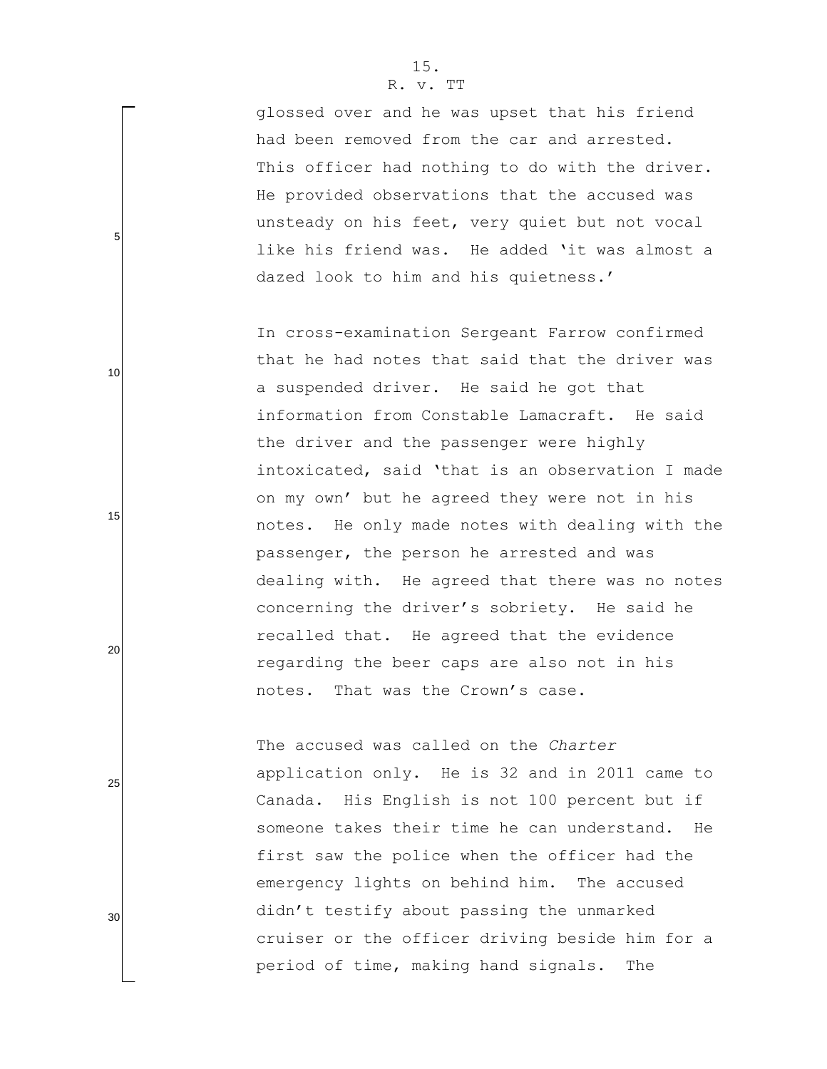glossed over and he was upset that his friend had been removed from the car and arrested. This officer had nothing to do with the driver. He provided observations that the accused was unsteady on his feet, very quiet but not vocal like his friend was. He added 'it was almost a dazed look to him and his quietness.'

In cross-examination Sergeant Farrow confirmed that he had notes that said that the driver was a suspended driver. He said he got that information from Constable Lamacraft. He said the driver and the passenger were highly intoxicated, said 'that is an observation I made on my own' but he agreed they were not in his notes. He only made notes with dealing with the passenger, the person he arrested and was dealing with. He agreed that there was no notes concerning the driver's sobriety. He said he recalled that. He agreed that the evidence regarding the beer caps are also not in his notes. That was the Crown's case.

The accused was called on the *Charter* application only. He is 32 and in 2011 came to Canada. His English is not 100 percent but if someone takes their time he can understand. He first saw the police when the officer had the emergency lights on behind him. The accused didn't testify about passing the unmarked cruiser or the officer driving beside him for a period of time, making hand signals. The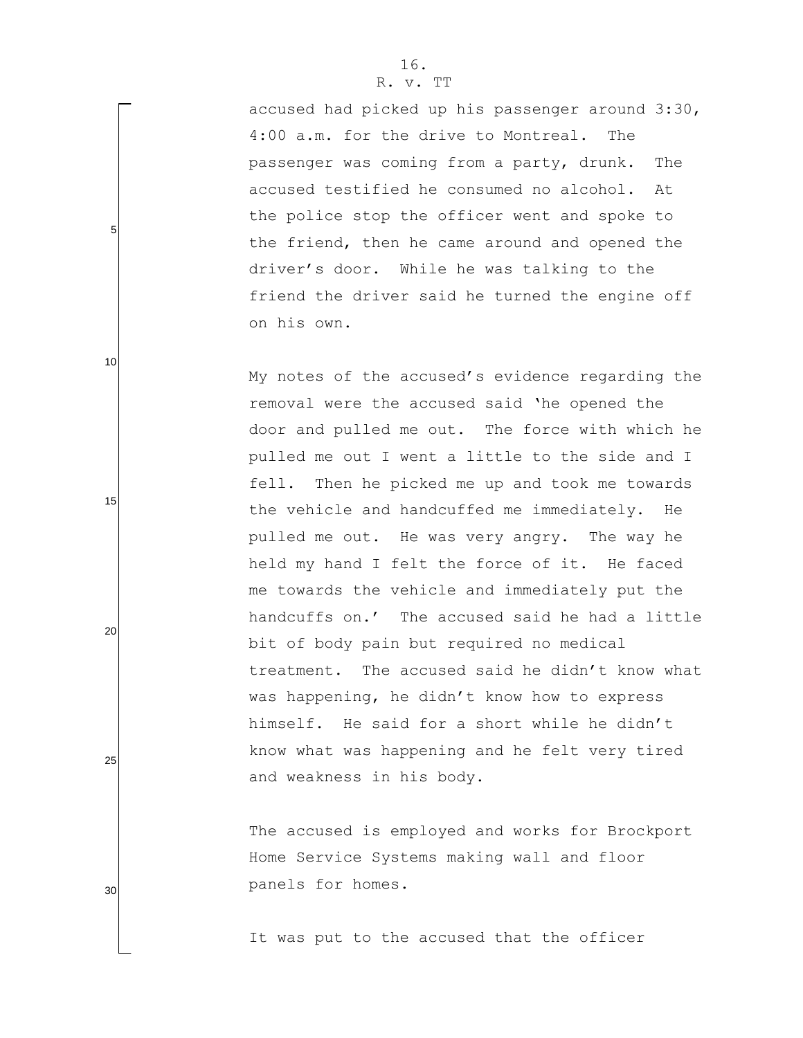accused had picked up his passenger around 3:30, 4:00 a.m. for the drive to Montreal. The passenger was coming from a party, drunk. The accused testified he consumed no alcohol. At the police stop the officer went and spoke to the friend, then he came around and opened the driver's door. While he was talking to the friend the driver said he turned the engine off on his own.

My notes of the accused's evidence regarding the removal were the accused said 'he opened the door and pulled me out. The force with which he pulled me out I went a little to the side and I fell. Then he picked me up and took me towards the vehicle and handcuffed me immediately. He pulled me out. He was very angry. The way he held my hand I felt the force of it. He faced me towards the vehicle and immediately put the handcuffs on.' The accused said he had a little bit of body pain but required no medical treatment. The accused said he didn't know what was happening, he didn't know how to express himself. He said for a short while he didn't know what was happening and he felt very tired and weakness in his body.

The accused is employed and works for Brockport Home Service Systems making wall and floor panels for homes.

It was put to the accused that the officer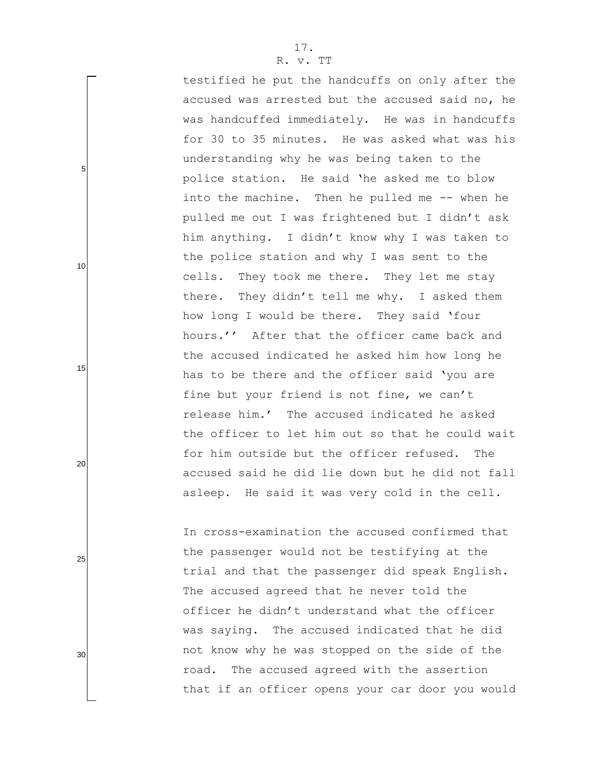testified he put the handcuffs on only after the accused was arrested but the accused said no, he was handcuffed immediately. He was in handcuffs for 30 to 35 minutes. He was asked what was his understanding why he was being taken to the police station. He said 'he asked me to blow into the machine. Then he pulled me -- when he pulled me out I was frightened but I didn't ask him anything. I didn't know why I was taken to the police station and why I was sent to the cells. They took me there. They let me stay there. They didn't tell me why. I asked them how long I would be there. They said 'four hours.'' After that the officer came back and the accused indicated he asked him how long he has to be there and the officer said 'you are fine but your friend is not fine, we can't release him.' The accused indicated he asked the officer to let him out so that he could wait for him outside but the officer refused. The accused said he did lie down but he did not fall asleep. He said it was very cold in the cell.

In cross-examination the accused confirmed that the passenger would not be testifying at the trial and that the passenger did speak English. The accused agreed that he never told the officer he didn't understand what the officer was saying. The accused indicated that he did not know why he was stopped on the side of the road. The accused agreed with the assertion that if an officer opens your car door you would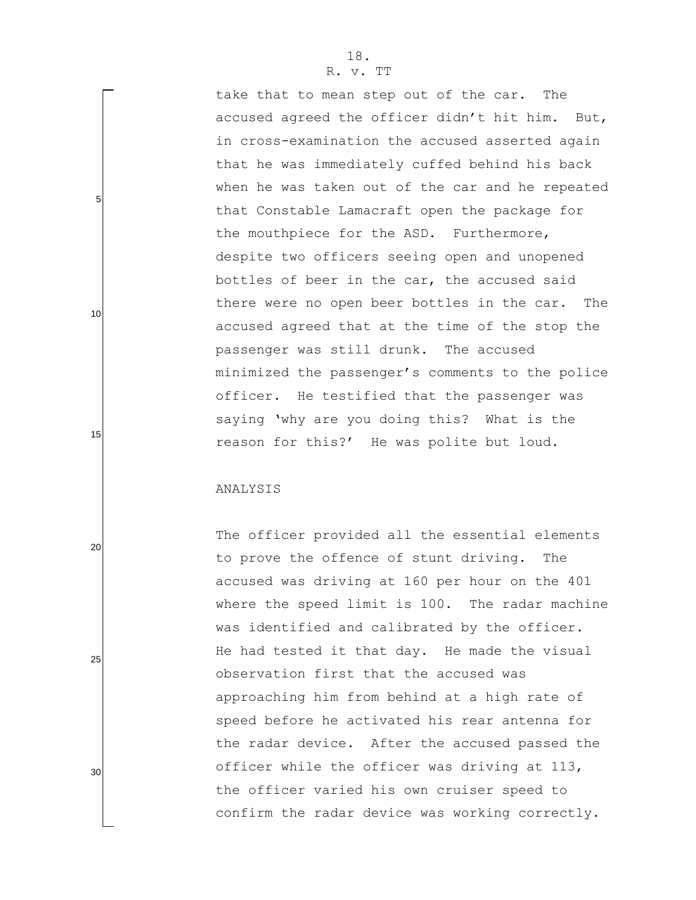take that to mean step out of the car. The accused agreed the officer didn't hit him. But, in cross-examination the accused asserted again that he was immediately cuffed behind his back when he was taken out of the car and he repeated that Constable Lamacraft open the package for the mouthpiece for the ASD. Furthermore, despite two officers seeing open and unopened bottles of beer in the car, the accused said there were no open beer bottles in the car. The accused agreed that at the time of the stop the passenger was still drunk. The accused minimized the passenger's comments to the police officer. He testified that the passenger was saying 'why are you doing this? What is the reason for this?' He was polite but loud.

## ANALYSIS

The officer provided all the essential elements to prove the offence of stunt driving. The accused was driving at 160 per hour on the 401 where the speed limit is 100. The radar machine was identified and calibrated by the officer. He had tested it that day. He made the visual observation first that the accused was approaching him from behind at a high rate of speed before he activated his rear antenna for the radar device. After the accused passed the officer while the officer was driving at 113, the officer varied his own cruiser speed to confirm the radar device was working correctly.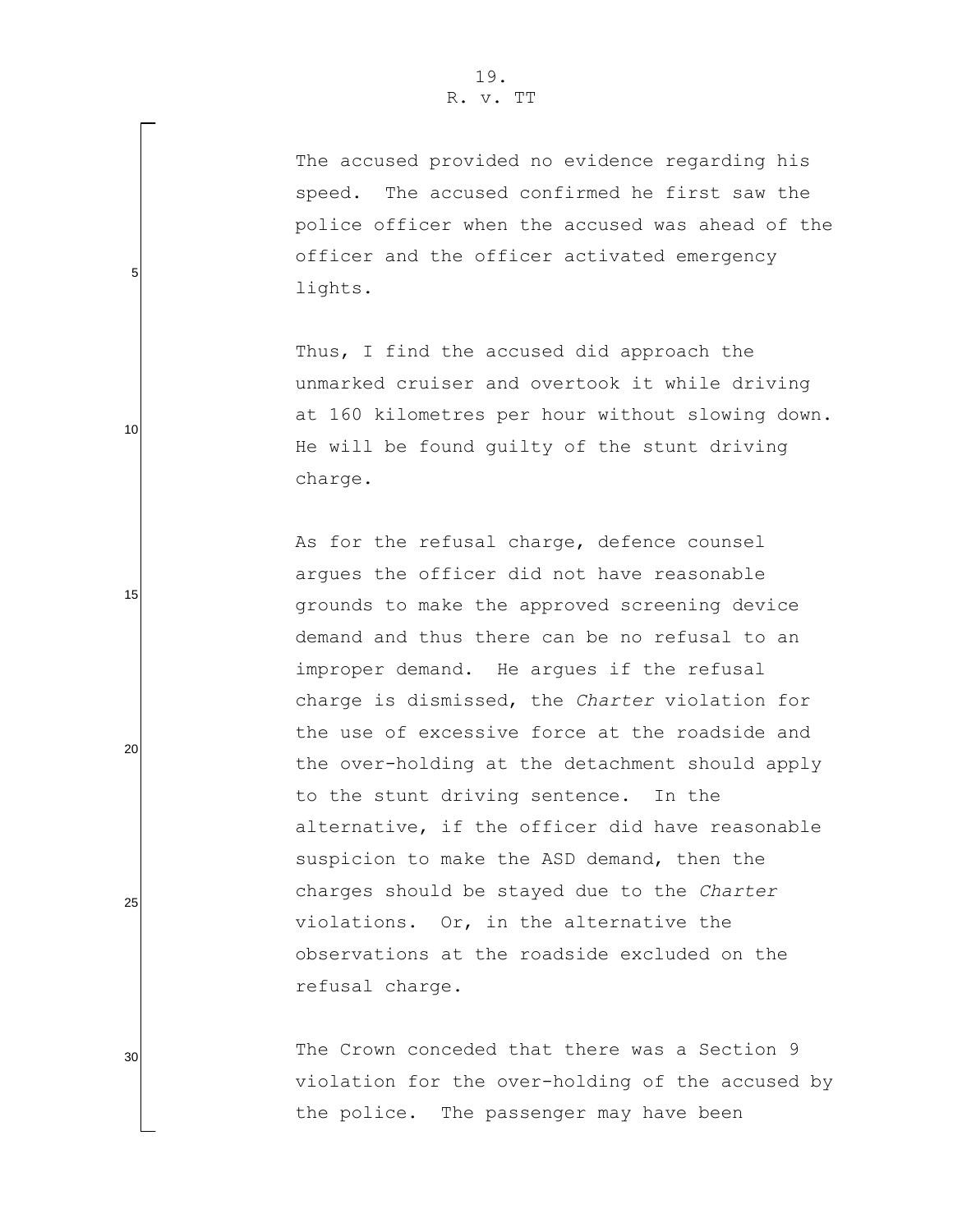The accused provided no evidence regarding his speed. The accused confirmed he first saw the police officer when the accused was ahead of the officer and the officer activated emergency lights.

Thus, I find the accused did approach the unmarked cruiser and overtook it while driving at 160 kilometres per hour without slowing down. He will be found guilty of the stunt driving charge.

As for the refusal charge, defence counsel argues the officer did not have reasonable grounds to make the approved screening device demand and thus there can be no refusal to an improper demand. He argues if the refusal charge is dismissed, the *Charter* violation for the use of excessive force at the roadside and the over-holding at the detachment should apply to the stunt driving sentence. In the alternative, if the officer did have reasonable suspicion to make the ASD demand, then the charges should be stayed due to the *Charter* violations. Or, in the alternative the observations at the roadside excluded on the refusal charge.

The Crown conceded that there was a Section 9 violation for the over-holding of the accused by the police. The passenger may have been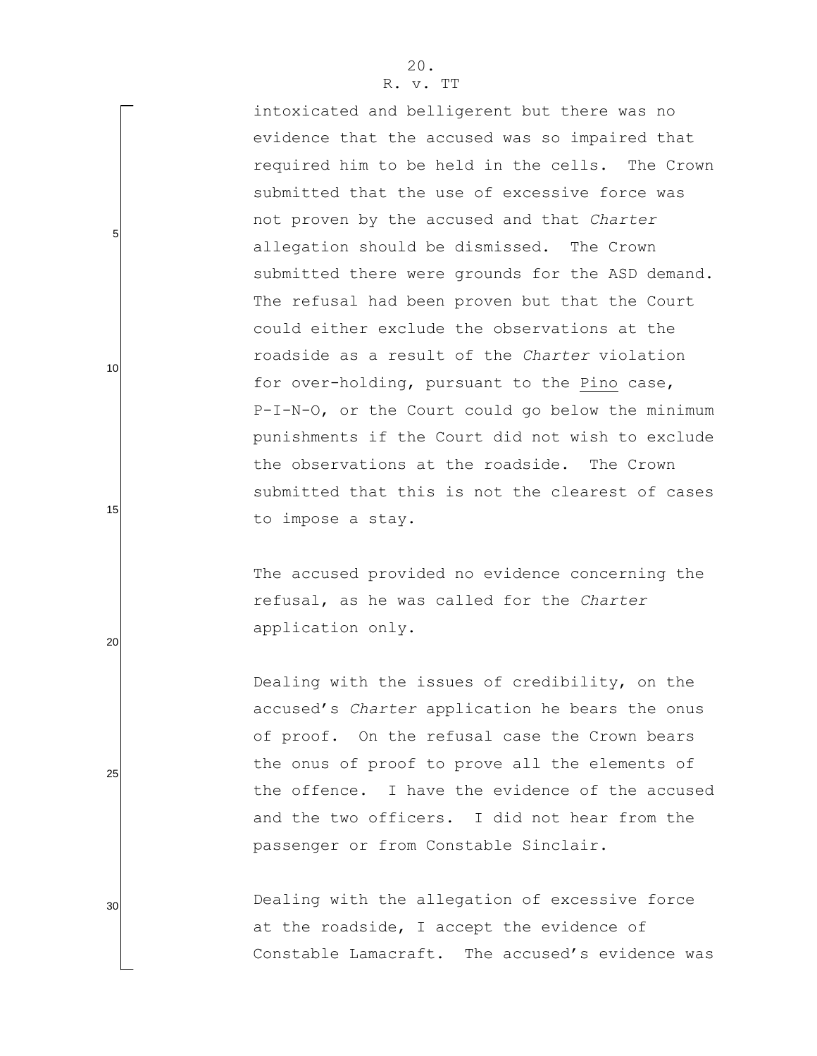intoxicated and belligerent but there was no evidence that the accused was so impaired that required him to be held in the cells. The Crown submitted that the use of excessive force was not proven by the accused and that *Charter* allegation should be dismissed. The Crown submitted there were grounds for the ASD demand. The refusal had been proven but that the Court could either exclude the observations at the roadside as a result of the *Charter* violation for over-holding, pursuant to the Pino case, P-I-N-O, or the Court could go below the minimum punishments if the Court did not wish to exclude the observations at the roadside. The Crown submitted that this is not the clearest of cases to impose a stay.

The accused provided no evidence concerning the refusal, as he was called for the *Charter* application only.

Dealing with the issues of credibility, on the accused's *Charter* application he bears the onus of proof. On the refusal case the Crown bears the onus of proof to prove all the elements of the offence. I have the evidence of the accused and the two officers. I did not hear from the passenger or from Constable Sinclair.

Dealing with the allegation of excessive force at the roadside, I accept the evidence of Constable Lamacraft. The accused's evidence was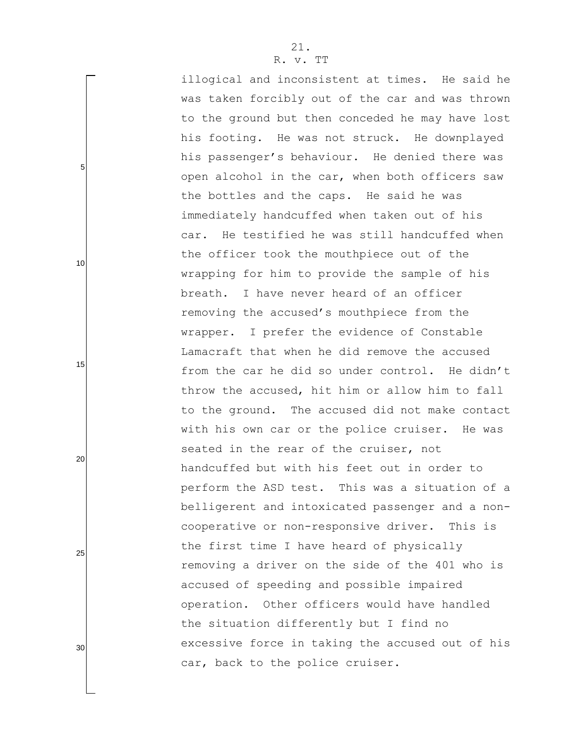illogical and inconsistent at times. He said he was taken forcibly out of the car and was thrown to the ground but then conceded he may have lost his footing. He was not struck. He downplayed his passenger's behaviour. He denied there was open alcohol in the car, when both officers saw the bottles and the caps. He said he was immediately handcuffed when taken out of his car. He testified he was still handcuffed when the officer took the mouthpiece out of the wrapping for him to provide the sample of his breath. I have never heard of an officer removing the accused's mouthpiece from the wrapper. I prefer the evidence of Constable Lamacraft that when he did remove the accused from the car he did so under control. He didn't throw the accused, hit him or allow him to fall to the ground. The accused did not make contact with his own car or the police cruiser. He was seated in the rear of the cruiser, not handcuffed but with his feet out in order to perform the ASD test. This was a situation of a belligerent and intoxicated passenger and a non-cooperative or non-responsive driver. This is the first time I have heard of physically removing a driver on the side of the 401 who is accused of speeding and possible impaired operation. Other officers would have handled the situation differently but I find no excessive force in taking the accused out of his car, back to the police cruiser.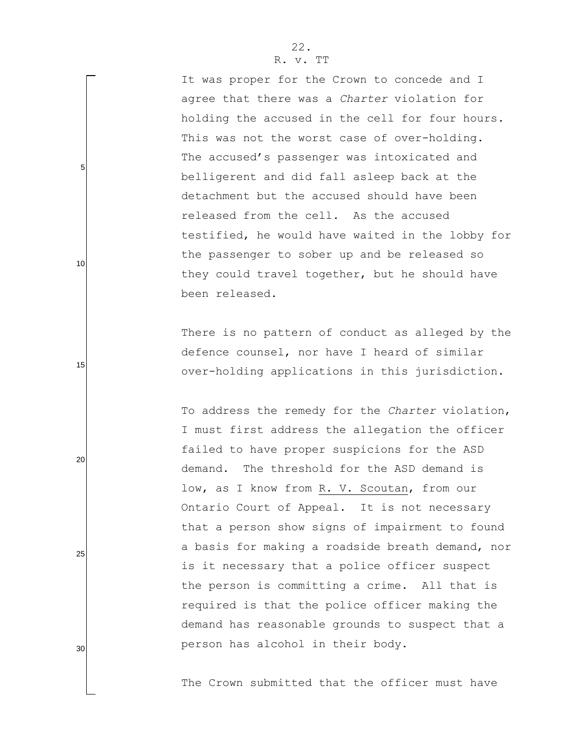It was proper for the Crown to concede and I agree that there was a *Charter* violation for holding the accused in the cell for four hours. This was not the worst case of over-holding. The accused's passenger was intoxicated and belligerent and did fall asleep back at the detachment but the accused should have been released from the cell. As the accused testified, he would have waited in the lobby for the passenger to sober up and be released so they could travel together, but he should have been released.

There is no pattern of conduct as alleged by the defence counsel, nor have I heard of similar over-holding applications in this jurisdiction.

To address the remedy for the *Charter* violation, I must first address the allegation the officer failed to have proper suspicions for the ASD demand. The threshold for the ASD demand is low, as I know from R. V. Scoutan, from our Ontario Court of Appeal. It is not necessary that a person show signs of impairment to found a basis for making a roadside breath demand, nor is it necessary that a police officer suspect the person is committing a crime. All that is required is that the police officer making the demand has reasonable grounds to suspect that a person has alcohol in their body.

The Crown submitted that the officer must have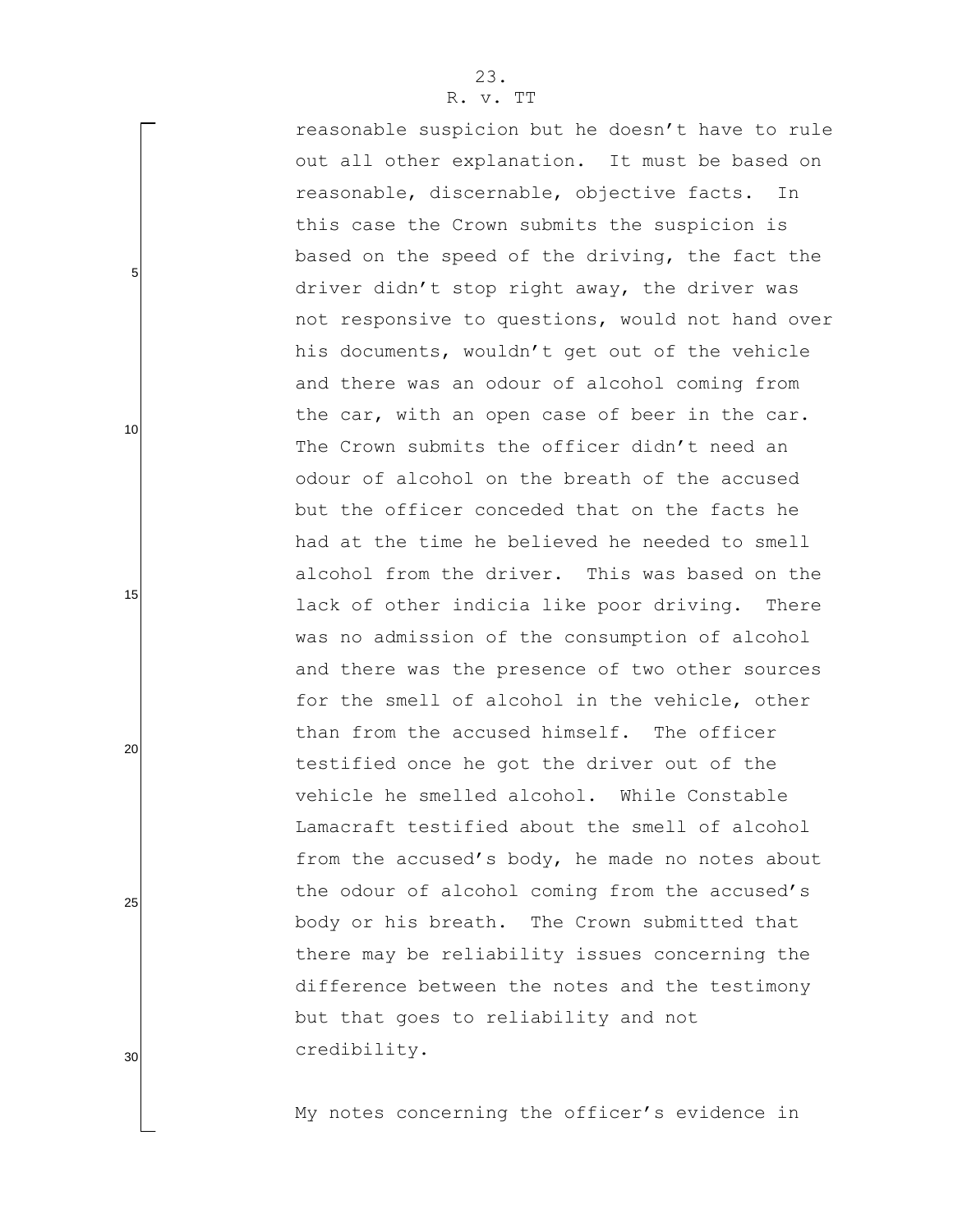reasonable suspicion but he doesn't have to rule out all other explanation. It must be based on reasonable, discernable, objective facts. In this case the Crown submits the suspicion is based on the speed of the driving, the fact the driver didn't stop right away, the driver was not responsive to questions, would not hand over his documents, wouldn't get out of the vehicle and there was an odour of alcohol coming from the car, with an open case of beer in the car. The Crown submits the officer didn't need an odour of alcohol on the breath of the accused but the officer conceded that on the facts he had at the time he believed he needed to smell alcohol from the driver. This was based on the lack of other indicia like poor driving. There was no admission of the consumption of alcohol and there was the presence of two other sources for the smell of alcohol in the vehicle, other than from the accused himself. The officer testified once he got the driver out of the vehicle he smelled alcohol. While Constable Lamacraft testified about the smell of alcohol from the accused's body, he made no notes about the odour of alcohol coming from the accused's body or his breath. The Crown submitted that there may be reliability issues concerning the difference between the notes and the testimony but that goes to reliability and not credibility.

My notes concerning the officer's evidence in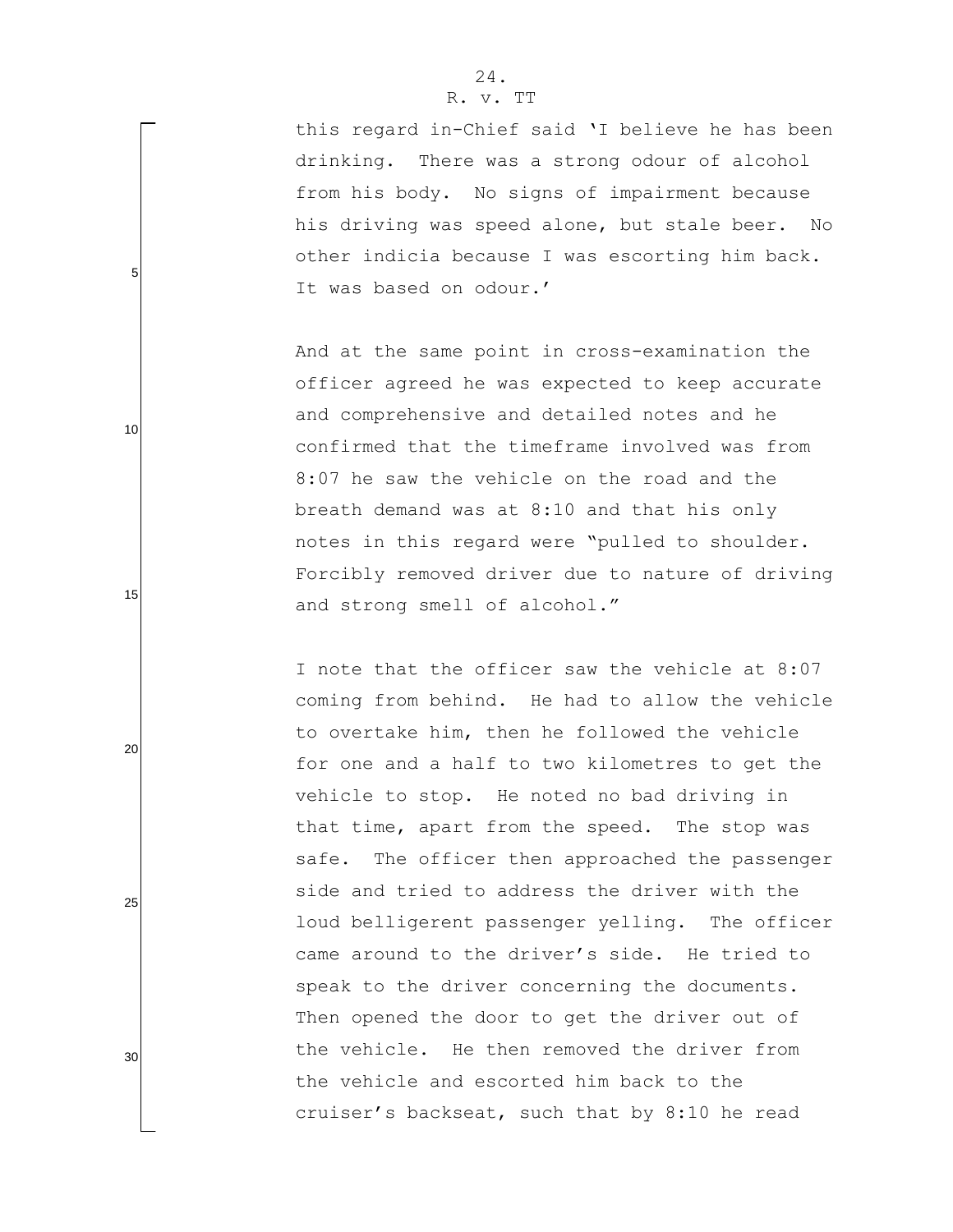this regard in-Chief said 'I believe he has been drinking. There was a strong odour of alcohol from his body. No signs of impairment because his driving was speed alone, but stale beer. No other indicia because I was escorting him back. It was based on odour.'

And at the same point in cross-examination the officer agreed he was expected to keep accurate and comprehensive and detailed notes and he confirmed that the timeframe involved was from 8:07 he saw the vehicle on the road and the breath demand was at 8:10 and that his only notes in this regard were "pulled to shoulder. Forcibly removed driver due to nature of driving and strong smell of alcohol."

I note that the officer saw the vehicle at 8:07 coming from behind. He had to allow the vehicle to overtake him, then he followed the vehicle for one and a half to two kilometres to get the vehicle to stop. He noted no bad driving in that time, apart from the speed. The stop was safe. The officer then approached the passenger side and tried to address the driver with the loud belligerent passenger yelling. The officer came around to the driver's side. He tried to speak to the driver concerning the documents. Then opened the door to get the driver out of the vehicle. He then removed the driver from the vehicle and escorted him back to the cruiser's backseat, such that by 8:10 he read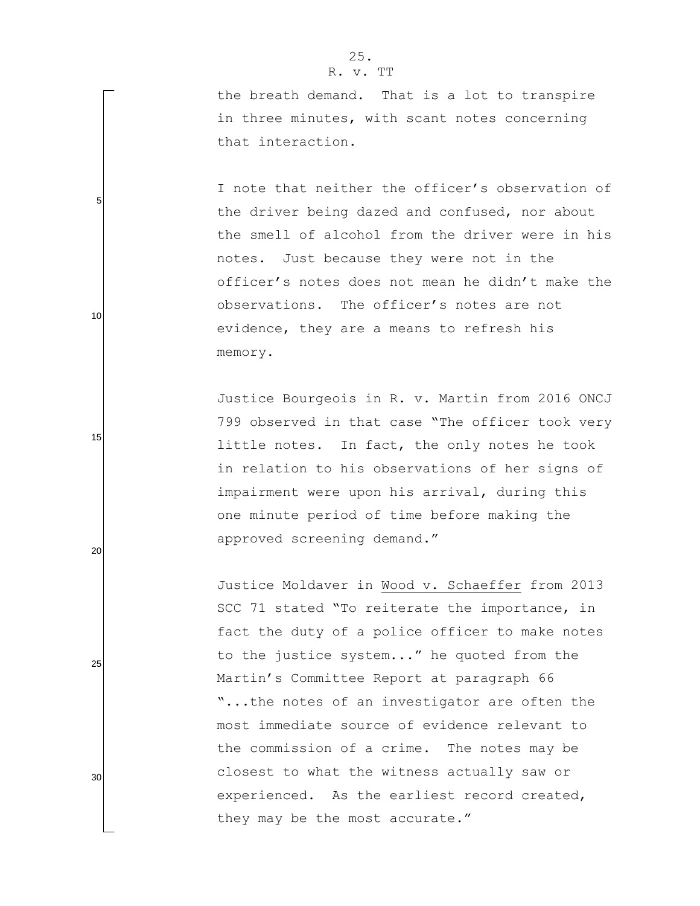the breath demand. That is a lot to transpire in three minutes, with scant notes concerning that interaction.

I note that neither the officer's observation of the driver being dazed and confused, nor about the smell of alcohol from the driver were in his notes. Just because they were not in the officer's notes does not mean he didn't make the observations. The officer's notes are not evidence, they are a means to refresh his memory.

Justice Bourgeois in R. v. Martin from 2016 ONCJ 799 observed in that case "The officer took very little notes. In fact, the only notes he took in relation to his observations of her signs of impairment were upon his arrival, during this one minute period of time before making the approved screening demand."

Justice Moldaver in Wood v. Schaeffer from 2013 SCC 71 stated "To reiterate the importance, in fact the duty of a police officer to make notes to the justice system..." he quoted from the Martin's Committee Report at paragraph 66 "...the notes of an investigator are often the most immediate source of evidence relevant to the commission of a crime. The notes may be closest to what the witness actually saw or experienced. As the earliest record created, they may be the most accurate."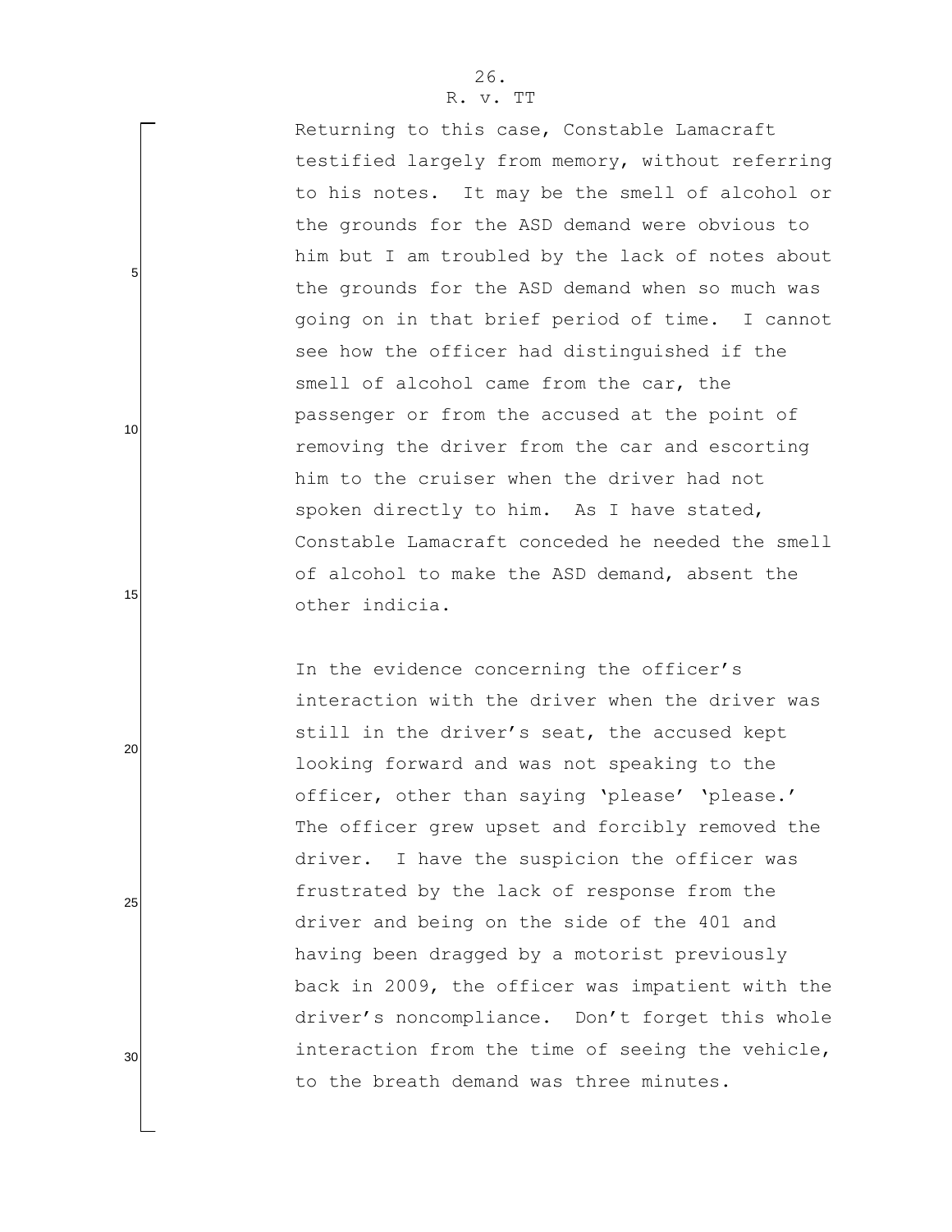Returning to this case, Constable Lamacraft testified largely from memory, without referring to his notes. It may be the smell of alcohol or the grounds for the ASD demand were obvious to him but I am troubled by the lack of notes about the grounds for the ASD demand when so much was going on in that brief period of time. I cannot see how the officer had distinguished if the smell of alcohol came from the car, the passenger or from the accused at the point of removing the driver from the car and escorting him to the cruiser when the driver had not spoken directly to him. As I have stated, Constable Lamacraft conceded he needed the smell of alcohol to make the ASD demand, absent the other indicia.

In the evidence concerning the officer's interaction with the driver when the driver was still in the driver's seat, the accused kept looking forward and was not speaking to the officer, other than saying 'please' 'please.' The officer grew upset and forcibly removed the driver. I have the suspicion the officer was frustrated by the lack of response from the driver and being on the side of the 401 and having been dragged by a motorist previously back in 2009, the officer was impatient with the driver's noncompliance. Don't forget this whole interaction from the time of seeing the vehicle, to the breath demand was three minutes.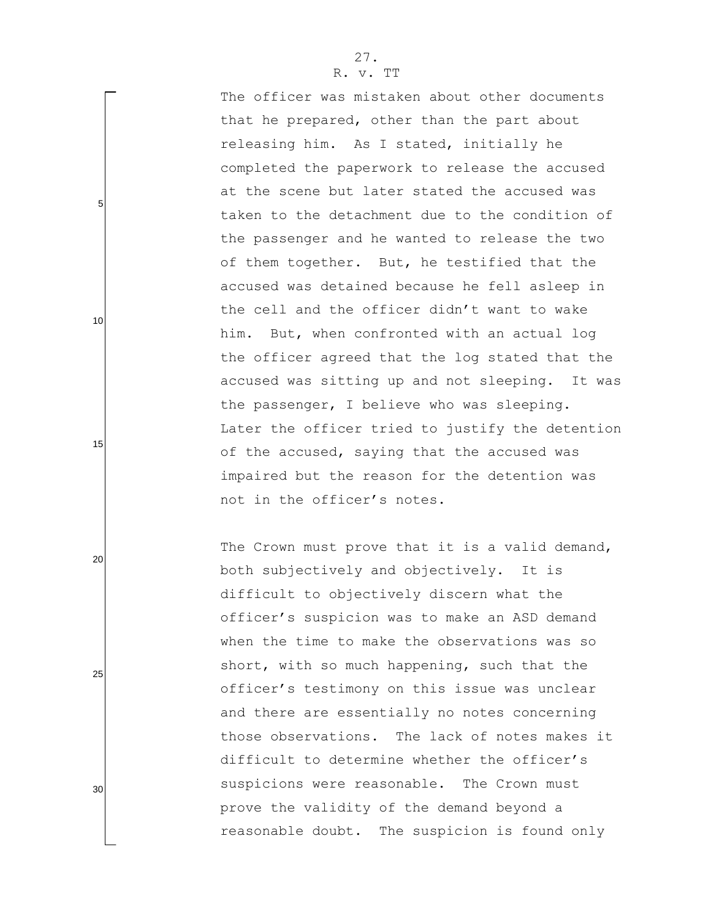The officer was mistaken about other documents that he prepared, other than the part about releasing him. As I stated, initially he completed the paperwork to release the accused at the scene but later stated the accused was taken to the detachment due to the condition of the passenger and he wanted to release the two of them together. But, he testified that the accused was detained because he fell asleep in the cell and the officer didn't want to wake him. But, when confronted with an actual log the officer agreed that the log stated that the accused was sitting up and not sleeping. It was the passenger, I believe who was sleeping. Later the officer tried to justify the detention of the accused, saying that the accused was impaired but the reason for the detention was not in the officer's notes.

The Crown must prove that it is a valid demand, both subjectively and objectively. It is difficult to objectively discern what the officer's suspicion was to make an ASD demand when the time to make the observations was so short, with so much happening, such that the officer's testimony on this issue was unclear and there are essentially no notes concerning those observations. The lack of notes makes it difficult to determine whether the officer's suspicions were reasonable. The Crown must prove the validity of the demand beyond a reasonable doubt. The suspicion is found only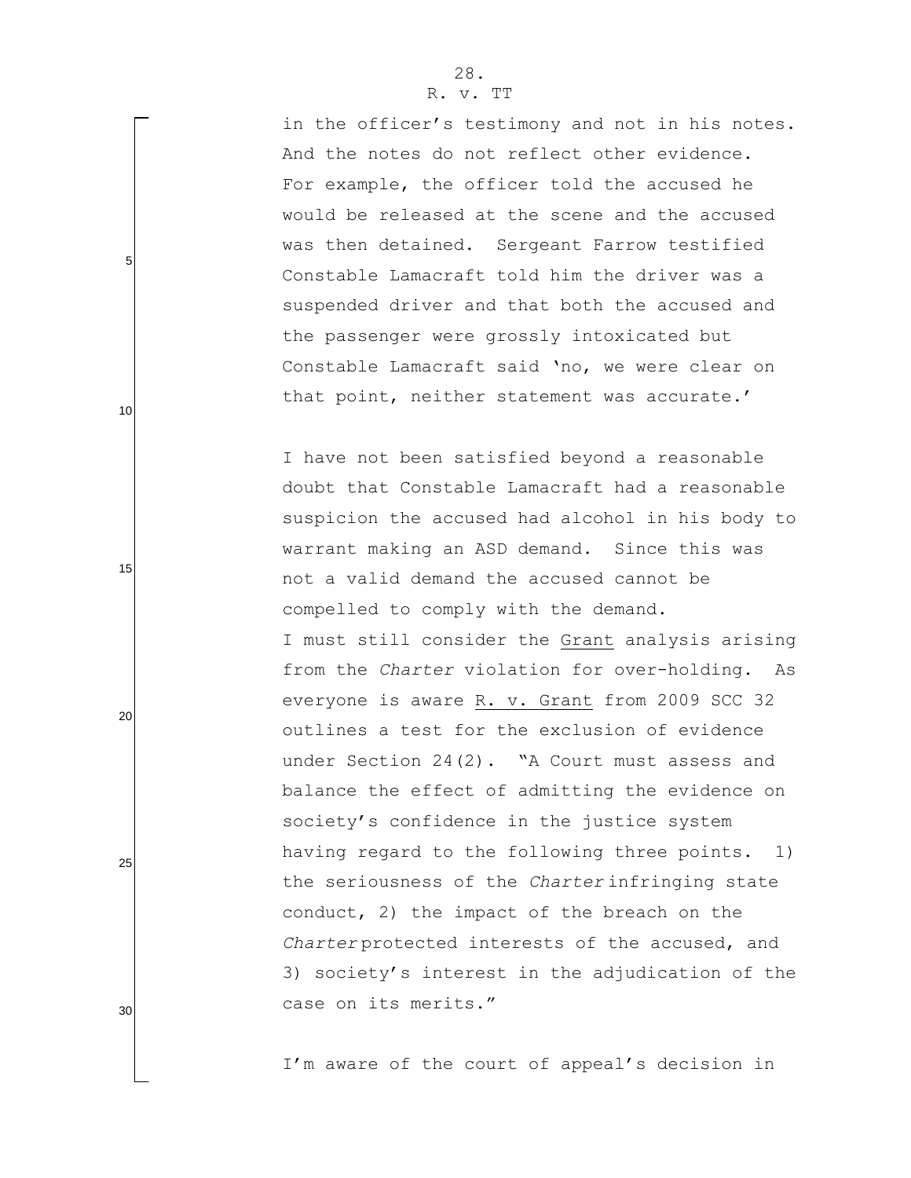in the officer's testimony and not in his notes. And the notes do not reflect other evidence. For example, the officer told the accused he would be released at the scene and the accused was then detained. Sergeant Farrow testified Constable Lamacraft told him the driver was a suspended driver and that both the accused and the passenger were grossly intoxicated but Constable Lamacraft said 'no, we were clear on that point, neither statement was accurate.'

I have not been satisfied beyond a reasonable doubt that Constable Lamacraft had a reasonable suspicion the accused had alcohol in his body to warrant making an ASD demand. Since this was not a valid demand the accused cannot be compelled to comply with the demand.

I must still consider the Grant analysis arising from the *Charter* violation for over-holding. As everyone is aware R. v. Grant from 2009 SCC 32 outlines a test for the exclusion of evidence under Section 24(2). "A Court must assess and balance the effect of admitting the evidence on society's confidence in the justice system having regard to the following three points. 1) the seriousness of the *Charter* infringing state conduct, 2) the impact of the breach on the *Charter* protected interests of the accused, and 3) society's interest in the adjudication of the case on its merits."

I'm aware of the court of appeal's decision in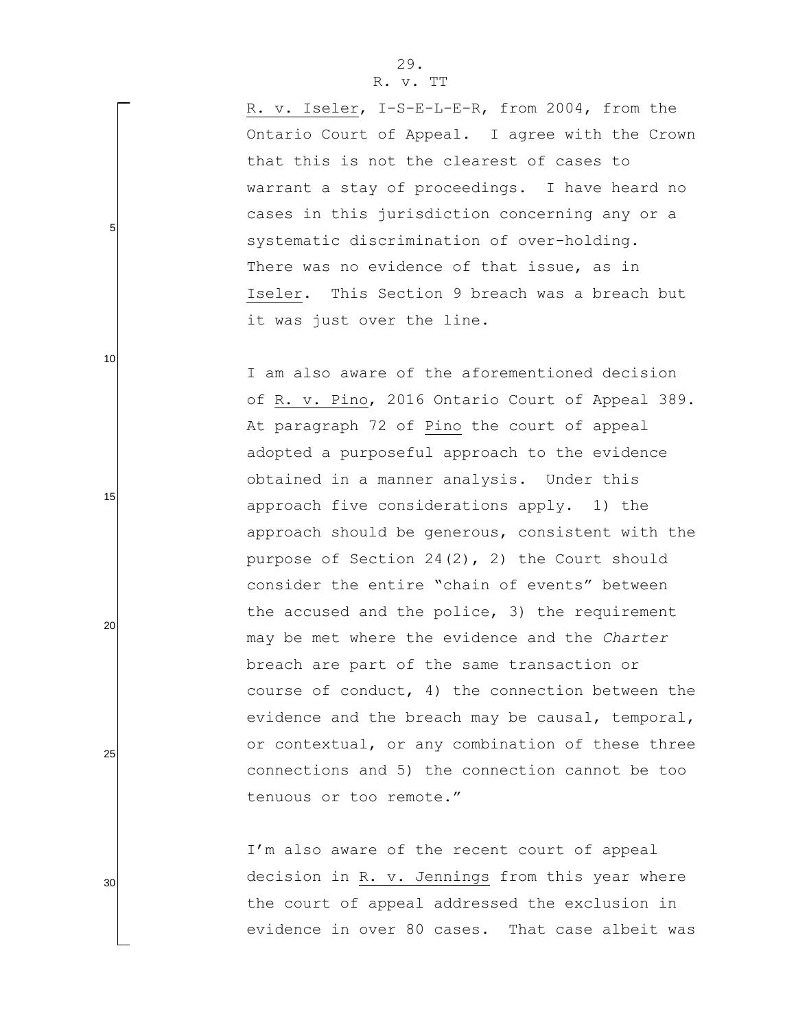R. v. Iseler, I-S-E-L-E-R, from 2004, from the Ontario Court of Appeal. I agree with the Crown that this is not the clearest of cases to warrant a stay of proceedings. I have heard no cases in this jurisdiction concerning any or a systematic discrimination of over-holding. There was no evidence of that issue, as in Iseler. This Section 9 breach was a breach but it was just over the line.

I am also aware of the aforementioned decision of R. v. Pino, 2016 Ontario Court of Appeal 389. At paragraph 72 of Pino the court of appeal adopted a purposeful approach to the evidence obtained in a manner analysis. Under this approach five considerations apply. 1) the approach should be generous, consistent with the purpose of Section 24(2), 2) the Court should consider the entire "chain of events" between the accused and the police, 3) the requirement may be met where the evidence and the *Charter* breach are part of the same transaction or course of conduct, 4) the connection between the evidence and the breach may be causal, temporal, or contextual, or any combination of these three connections and 5) the connection cannot be too tenuous or too remote."

I'm also aware of the recent court of appeal decision in R. v. Jennings from this year where the court of appeal addressed the exclusion in evidence in over 80 cases. That case albeit was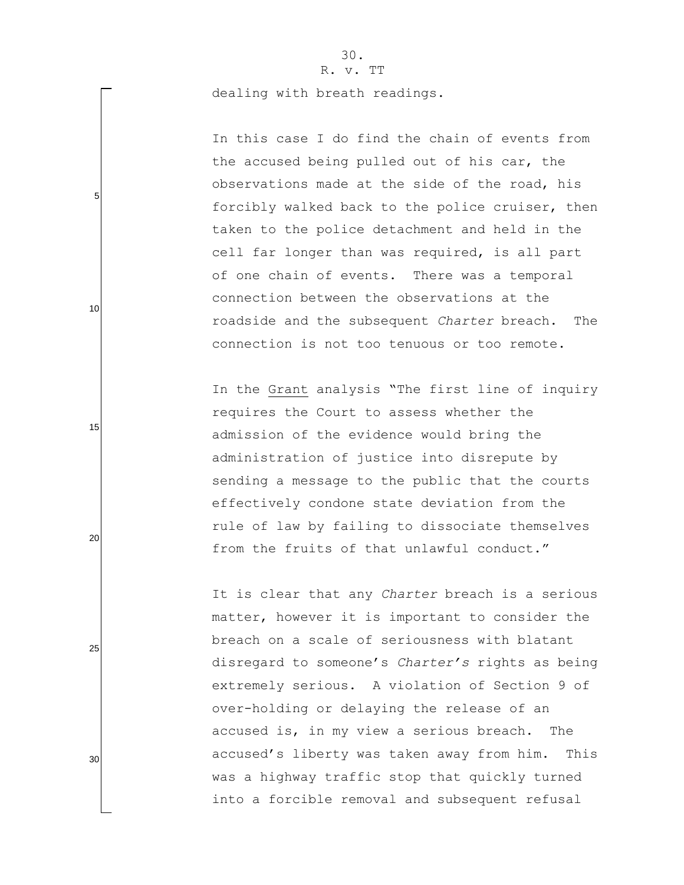dealing with breath readings.

In this case I do find the chain of events from the accused being pulled out of his car, the observations made at the side of the road, his forcibly walked back to the police cruiser, then taken to the police detachment and held in the cell far longer than was required, is all part of one chain of events. There was a temporal connection between the observations at the roadside and the subsequent *Charter* breach. The connection is not too tenuous or too remote.

In the Grant analysis "The first line of inquiry requires the Court to assess whether the admission of the evidence would bring the administration of justice into disrepute by sending a message to the public that the courts effectively condone state deviation from the rule of law by failing to dissociate themselves from the fruits of that unlawful conduct."

It is clear that any *Charter* breach is a serious matter, however it is important to consider the breach on a scale of seriousness with blatant disregard to someone's *Charter's* rights as being extremely serious. A violation of Section 9 of over-holding or delaying the release of an accused is, in my view a serious breach. The accused's liberty was taken away from him. This was a highway traffic stop that quickly turned into a forcible removal and subsequent refusal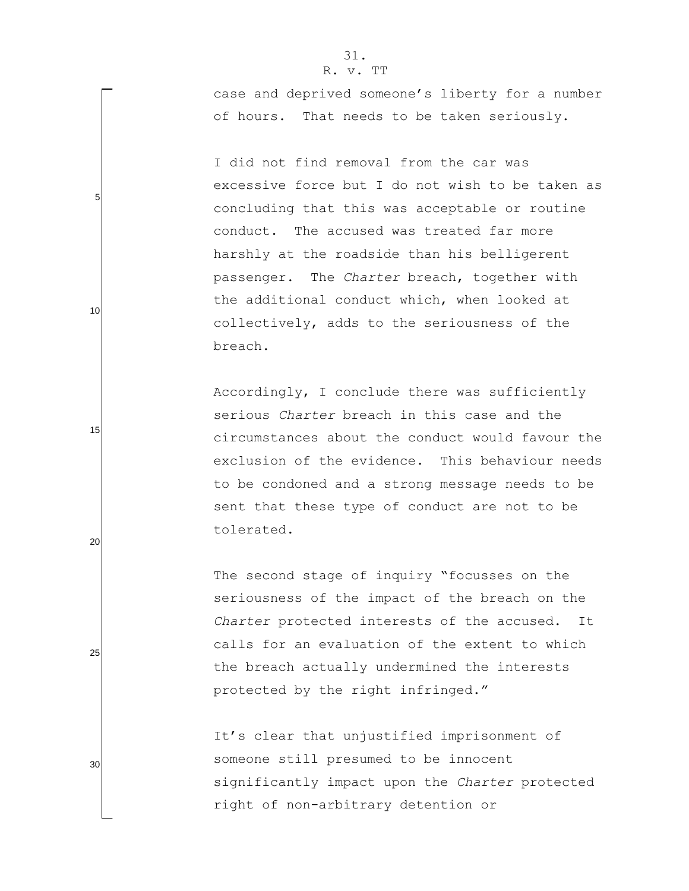case and deprived someone's liberty for a number of hours. That needs to be taken seriously.

I did not find removal from the car was excessive force but I do not wish to be taken as concluding that this was acceptable or routine conduct. The accused was treated far more harshly at the roadside than his belligerent passenger. The *Charter* breach, together with the additional conduct which, when looked at collectively, adds to the seriousness of the breach.

Accordingly, I conclude there was sufficiently serious *Charter* breach in this case and the circumstances about the conduct would favour the exclusion of the evidence. This behaviour needs to be condoned and a strong message needs to be sent that these type of conduct are not to be tolerated.

The second stage of inquiry "focusses on the seriousness of the impact of the breach on the *Charter* protected interests of the accused. It calls for an evaluation of the extent to which the breach actually undermined the interests protected by the right infringed."

It's clear that unjustified imprisonment of someone still presumed to be innocent significantly impact upon the *Charter* protected right of non-arbitrary detention or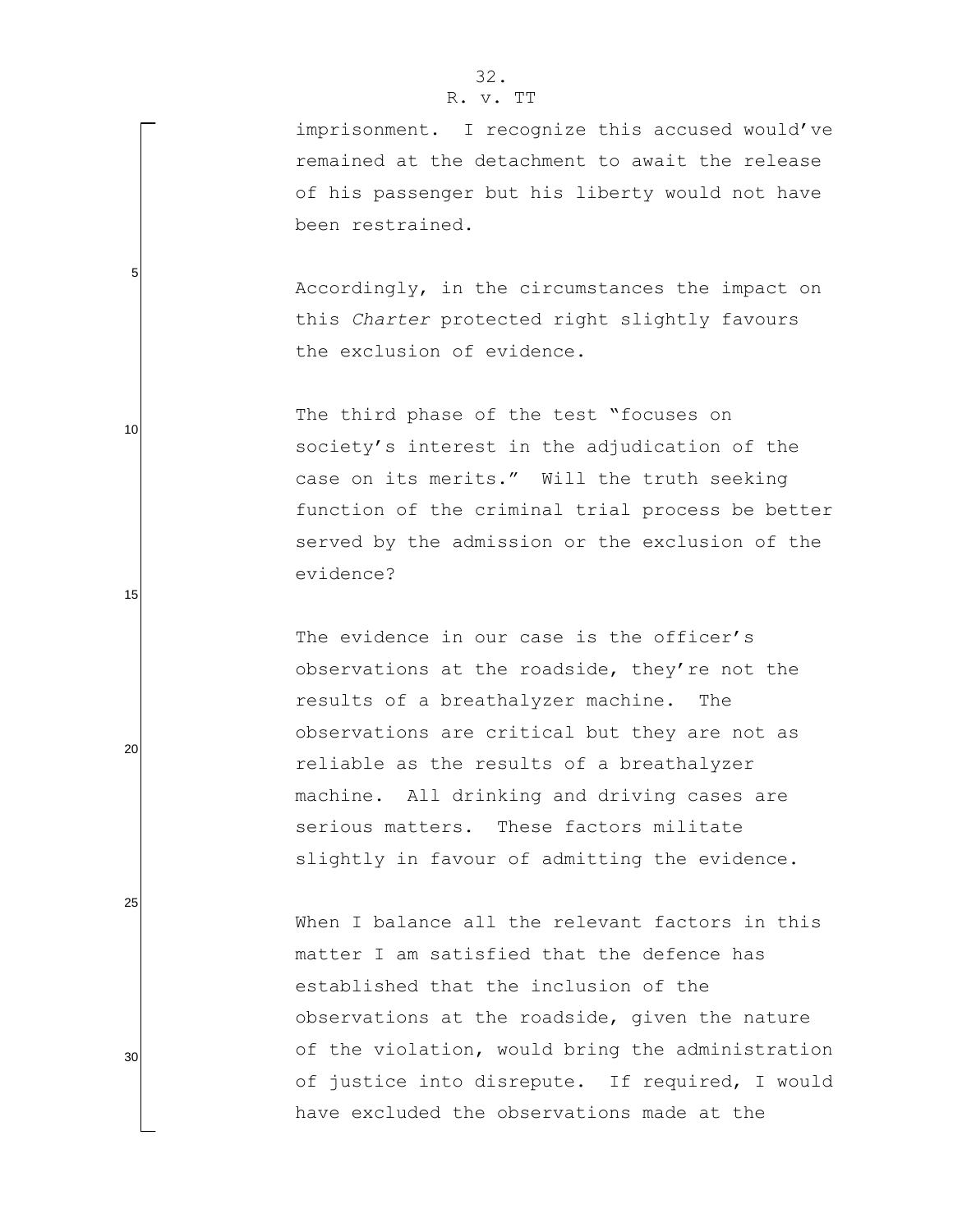imprisonment. I recognize this accused would've remained at the detachment to await the release of his passenger but his liberty would not have been restrained.

Accordingly, in the circumstances the impact on this *Charter* protected right slightly favours the exclusion of evidence.

The third phase of the test "focuses on society's interest in the adjudication of the case on its merits." Will the truth seeking function of the criminal trial process be better served by the admission or the exclusion of the evidence?

The evidence in our case is the officer's observations at the roadside, they're not the results of a breathalyzer machine. The observations are critical but they are not as reliable as the results of a breathalyzer machine. All drinking and driving cases are serious matters. These factors militate slightly in favour of admitting the evidence.

When I balance all the relevant factors in this matter I am satisfied that the defence has established that the inclusion of the observations at the roadside, given the nature of the violation, would bring the administration of justice into disrepute. If required, I would have excluded the observations made at the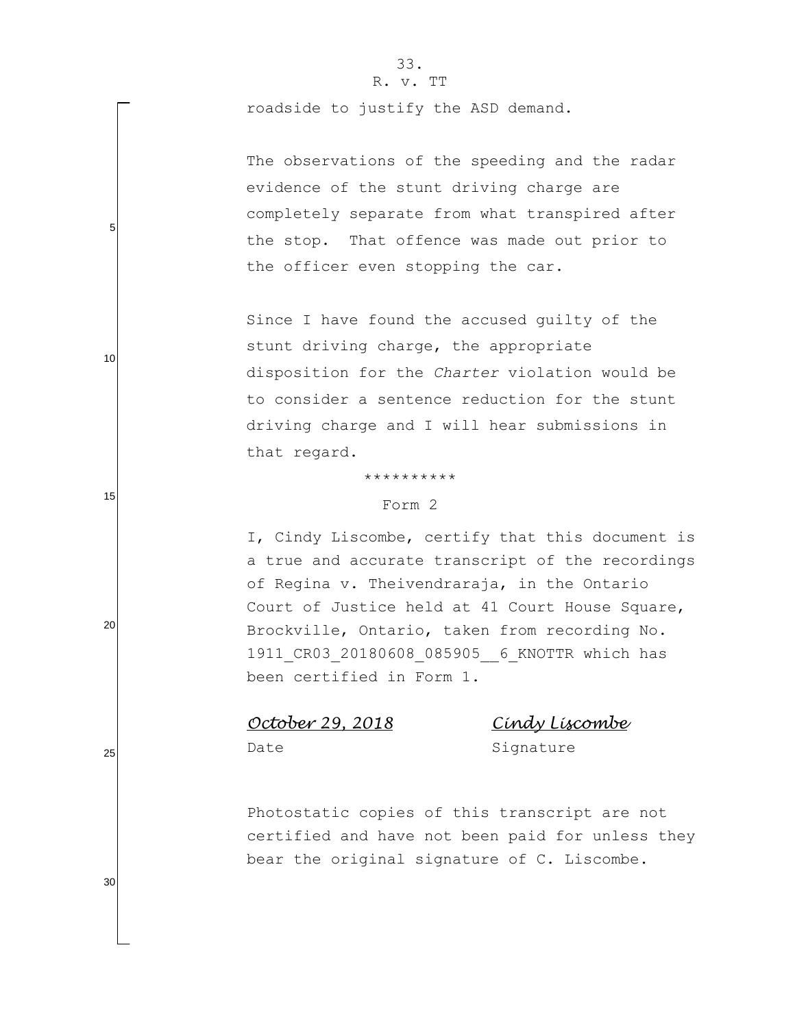roadside to justify the ASD demand.

The observations of the speeding and the radar evidence of the stunt driving charge are completely separate from what transpired after the stop. That offence was made out prior to the officer even stopping the car.

Since I have found the accused guilty of the stunt driving charge, the appropriate disposition for the *Charter* violation would be to consider a sentence reduction for the stunt driving charge and I will hear submissions in that regard.

**********

Form 2

I, Cindy Liscombe, certify that this document is a true and accurate transcript of the recordings of Regina v. Theivendraraja, in the Ontario Court of Justice held at 41 Court House Square, Brockville, Ontario, taken from recording No. 1911_CR03_20180608_085905__6_KNOTTR which has been certified in Form 1.

| | |
|---|---|
| *October 29, 2018* | *Cindy Liscombe* |
| Date | Signature |

Photostatic copies of this transcript are not certified and have not been paid for unless they bear the original signature of C. Liscombe.